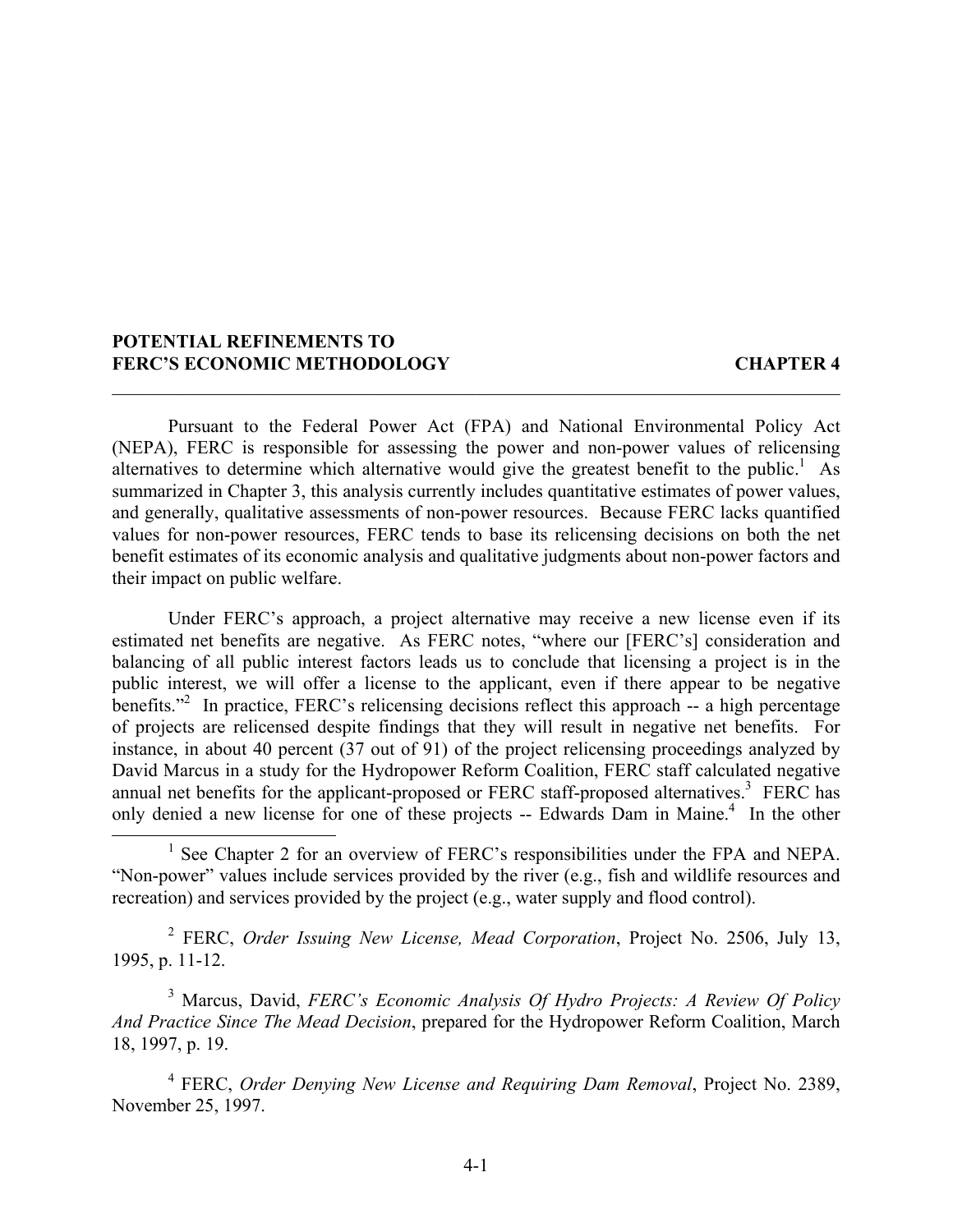# POTENTIAL REFINEMENTS TO FERC'S ECONOMIC METHODOLOGY — CHAPTER 4

Pursuant to the Federal Power Act (FPA) and National Environmental Policy Act (NEPA), FERC is responsible for assessing the power and non-power values of relicensing alternatives to determine which alternative would give the greatest benefit to the public.[1] As summarized in Chapter 3, this analysis currently includes quantitative estimates of power values, and generally, qualitative assessments of non-power resources. Because FERC lacks quantified values for non-power resources, FERC tends to base its relicensing decisions on both the net benefit estimates of its economic analysis and qualitative judgments about non-power factors and their impact on public welfare.

Under FERC's approach, a project alternative may receive a new license even if its estimated net benefits are negative. As FERC notes, "where our [FERC's] consideration and balancing of all public interest factors leads us to conclude that licensing a project is in the public interest, we will offer a license to the applicant, even if there appear to be negative benefits."[2] In practice, FERC's relicensing decisions reflect this approach -- a high percentage of projects are relicensed despite findings that they will result in negative net benefits. For instance, in about 40 percent (37 out of 91) of the project relicensing proceedings analyzed by David Marcus in a study for the Hydropower Reform Coalition, FERC staff calculated negative annual net benefits for the applicant-proposed or FERC staff-proposed alternatives.[3] FERC has only denied a new license for one of these projects -- Edwards Dam in Maine.[4] In the other

---

[1] See Chapter 2 for an overview of FERC's responsibilities under the FPA and NEPA. "Non-power" values include services provided by the river (e.g., fish and wildlife resources and recreation) and services provided by the project (e.g., water supply and flood control).

[2] FERC, *Order Issuing New License, Mead Corporation*, Project No. 2506, July 13, 1995, p. 11-12.

[3] Marcus, David, *FERC's Economic Analysis Of Hydro Projects: A Review Of Policy And Practice Since The Mead Decision*, prepared for the Hydropower Reform Coalition, March 18, 1997, p. 19.

[4] FERC, *Order Denying New License and Requiring Dam Removal*, Project No. 2389, November 25, 1997.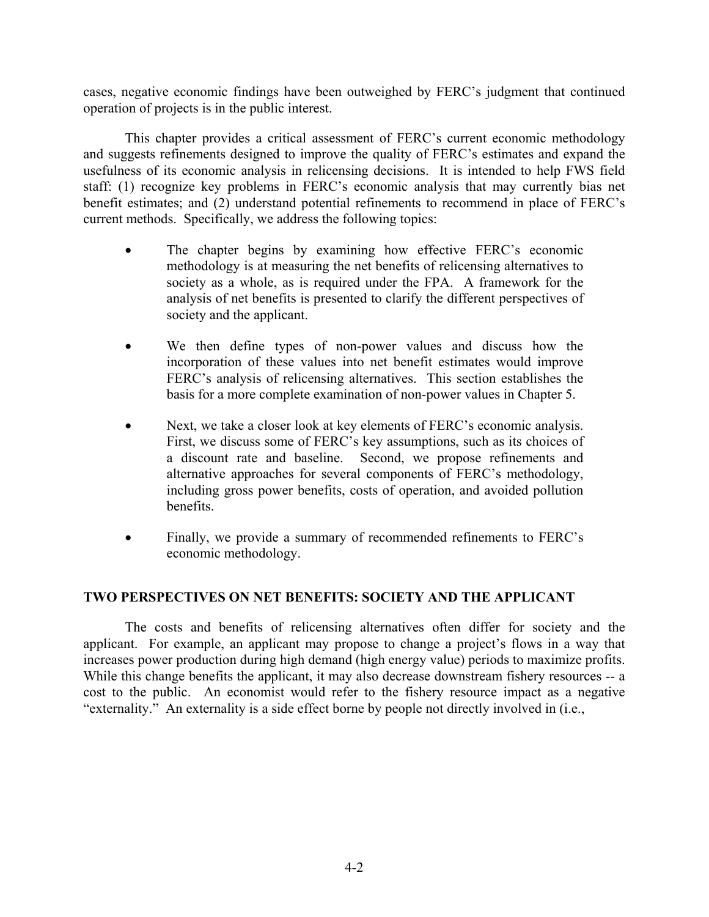cases, negative economic findings have been outweighed by FERC's judgment that continued operation of projects is in the public interest.

This chapter provides a critical assessment of FERC's current economic methodology and suggests refinements designed to improve the quality of FERC's estimates and expand the usefulness of its economic analysis in relicensing decisions. It is intended to help FWS field staff: (1) recognize key problems in FERC's economic analysis that may currently bias net benefit estimates; and (2) understand potential refinements to recommend in place of FERC's current methods. Specifically, we address the following topics:

- The chapter begins by examining how effective FERC's economic methodology is at measuring the net benefits of relicensing alternatives to society as a whole, as is required under the FPA. A framework for the analysis of net benefits is presented to clarify the different perspectives of society and the applicant.

- We then define types of non-power values and discuss how the incorporation of these values into net benefit estimates would improve FERC's analysis of relicensing alternatives. This section establishes the basis for a more complete examination of non-power values in Chapter 5.

- Next, we take a closer look at key elements of FERC's economic analysis. First, we discuss some of FERC's key assumptions, such as its choices of a discount rate and baseline. Second, we propose refinements and alternative approaches for several components of FERC's methodology, including gross power benefits, costs of operation, and avoided pollution benefits.

- Finally, we provide a summary of recommended refinements to FERC's economic methodology.

## TWO PERSPECTIVES ON NET BENEFITS: SOCIETY AND THE APPLICANT

The costs and benefits of relicensing alternatives often differ for society and the applicant. For example, an applicant may propose to change a project's flows in a way that increases power production during high demand (high energy value) periods to maximize profits. While this change benefits the applicant, it may also decrease downstream fishery resources -- a cost to the public. An economist would refer to the fishery resource impact as a negative "externality." An externality is a side effect borne by people not directly involved in (i.e.,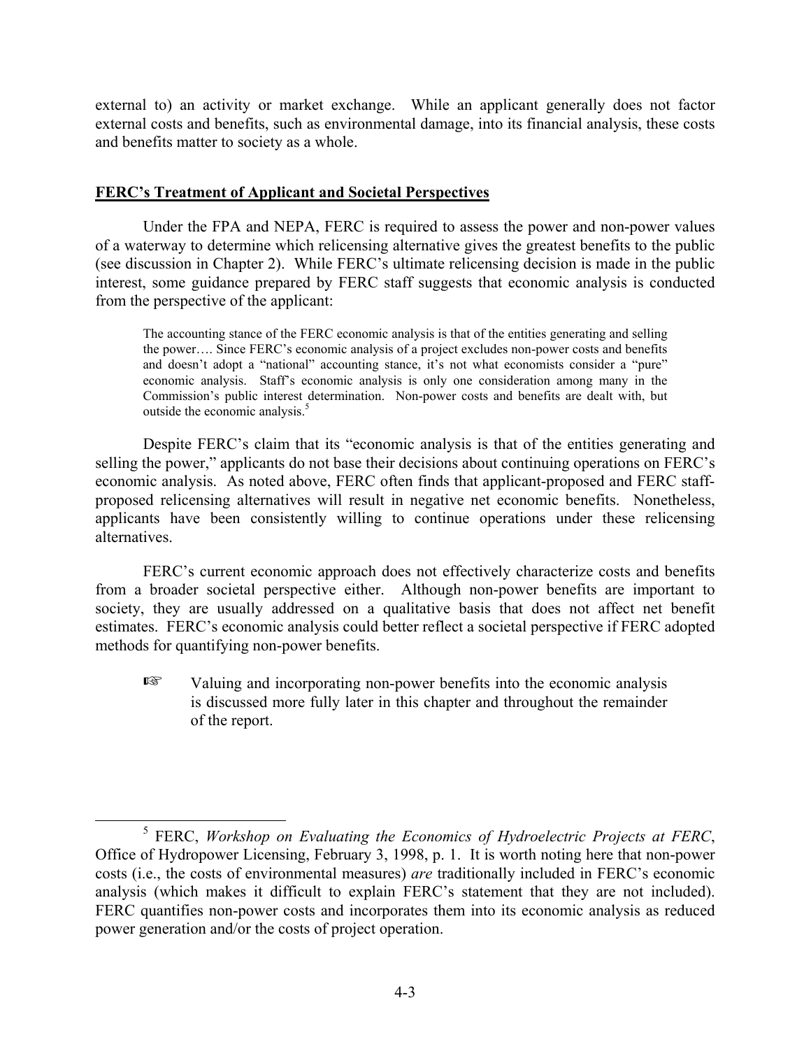external to) an activity or market exchange. While an applicant generally does not factor external costs and benefits, such as environmental damage, into its financial analysis, these costs and benefits matter to society as a whole.

## FERC's Treatment of Applicant and Societal Perspectives

Under the FPA and NEPA, FERC is required to assess the power and non-power values of a waterway to determine which relicensing alternative gives the greatest benefits to the public (see discussion in Chapter 2). While FERC's ultimate relicensing decision is made in the public interest, some guidance prepared by FERC staff suggests that economic analysis is conducted from the perspective of the applicant:

> The accounting stance of the FERC economic analysis is that of the entities generating and selling the power…. Since FERC's economic analysis of a project excludes non-power costs and benefits and doesn't adopt a "national" accounting stance, it's not what economists consider a "pure" economic analysis. Staff's economic analysis is only one consideration among many in the Commission's public interest determination. Non-power costs and benefits are dealt with, but outside the economic analysis.[5]

Despite FERC's claim that its "economic analysis is that of the entities generating and selling the power," applicants do not base their decisions about continuing operations on FERC's economic analysis. As noted above, FERC often finds that applicant-proposed and FERC staff-proposed relicensing alternatives will result in negative net economic benefits. Nonetheless, applicants have been consistently willing to continue operations under these relicensing alternatives.

FERC's current economic approach does not effectively characterize costs and benefits from a broader societal perspective either. Although non-power benefits are important to society, they are usually addressed on a qualitative basis that does not affect net benefit estimates. FERC's economic analysis could better reflect a societal perspective if FERC adopted methods for quantifying non-power benefits.

☞ Valuing and incorporating non-power benefits into the economic analysis is discussed more fully later in this chapter and throughout the remainder of the report.

---

[5] FERC, *Workshop on Evaluating the Economics of Hydroelectric Projects at FERC*, Office of Hydropower Licensing, February 3, 1998, p. 1. It is worth noting here that non-power costs (i.e., the costs of environmental measures) *are* traditionally included in FERC's economic analysis (which makes it difficult to explain FERC's statement that they are not included). FERC quantifies non-power costs and incorporates them into its economic analysis as reduced power generation and/or the costs of project operation.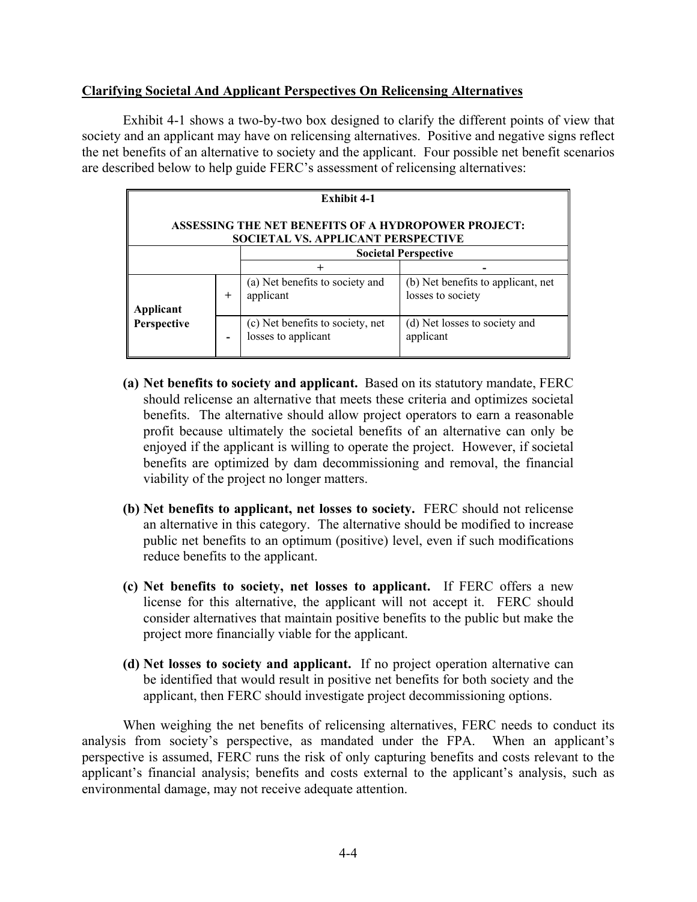**Clarifying Societal And Applicant Perspectives On Relicensing Alternatives**

Exhibit 4-1 shows a two-by-two box designed to clarify the different points of view that society and an applicant may have on relicensing alternatives. Positive and negative signs reflect the net benefits of an alternative to society and the applicant. Four possible net benefit scenarios are described below to help guide FERC's assessment of relicensing alternatives:

**Exhibit 4-1**

**ASSESSING THE NET BENEFITS OF A HYDROPOWER PROJECT: SOCIETAL VS. APPLICANT PERSPECTIVE**

| | | **Societal Perspective** | |
|---|---|---|---|
| | | + | - |
| **Applicant Perspective** | + | (a) Net benefits to society and applicant | (b) Net benefits to applicant, net losses to society |
| | - | (c) Net benefits to society, net losses to applicant | (d) Net losses to society and applicant |

**(a) Net benefits to society and applicant.** Based on its statutory mandate, FERC should relicense an alternative that meets these criteria and optimizes societal benefits. The alternative should allow project operators to earn a reasonable profit because ultimately the societal benefits of an alternative can only be enjoyed if the applicant is willing to operate the project. However, if societal benefits are optimized by dam decommissioning and removal, the financial viability of the project no longer matters.

**(b) Net benefits to applicant, net losses to society.** FERC should not relicense an alternative in this category. The alternative should be modified to increase public net benefits to an optimum (positive) level, even if such modifications reduce benefits to the applicant.

**(c) Net benefits to society, net losses to applicant.** If FERC offers a new license for this alternative, the applicant will not accept it. FERC should consider alternatives that maintain positive benefits to the public but make the project more financially viable for the applicant.

**(d) Net losses to society and applicant.** If no project operation alternative can be identified that would result in positive net benefits for both society and the applicant, then FERC should investigate project decommissioning options.

When weighing the net benefits of relicensing alternatives, FERC needs to conduct its analysis from society's perspective, as mandated under the FPA. When an applicant's perspective is assumed, FERC runs the risk of only capturing benefits and costs relevant to the applicant's financial analysis; benefits and costs external to the applicant's analysis, such as environmental damage, may not receive adequate attention.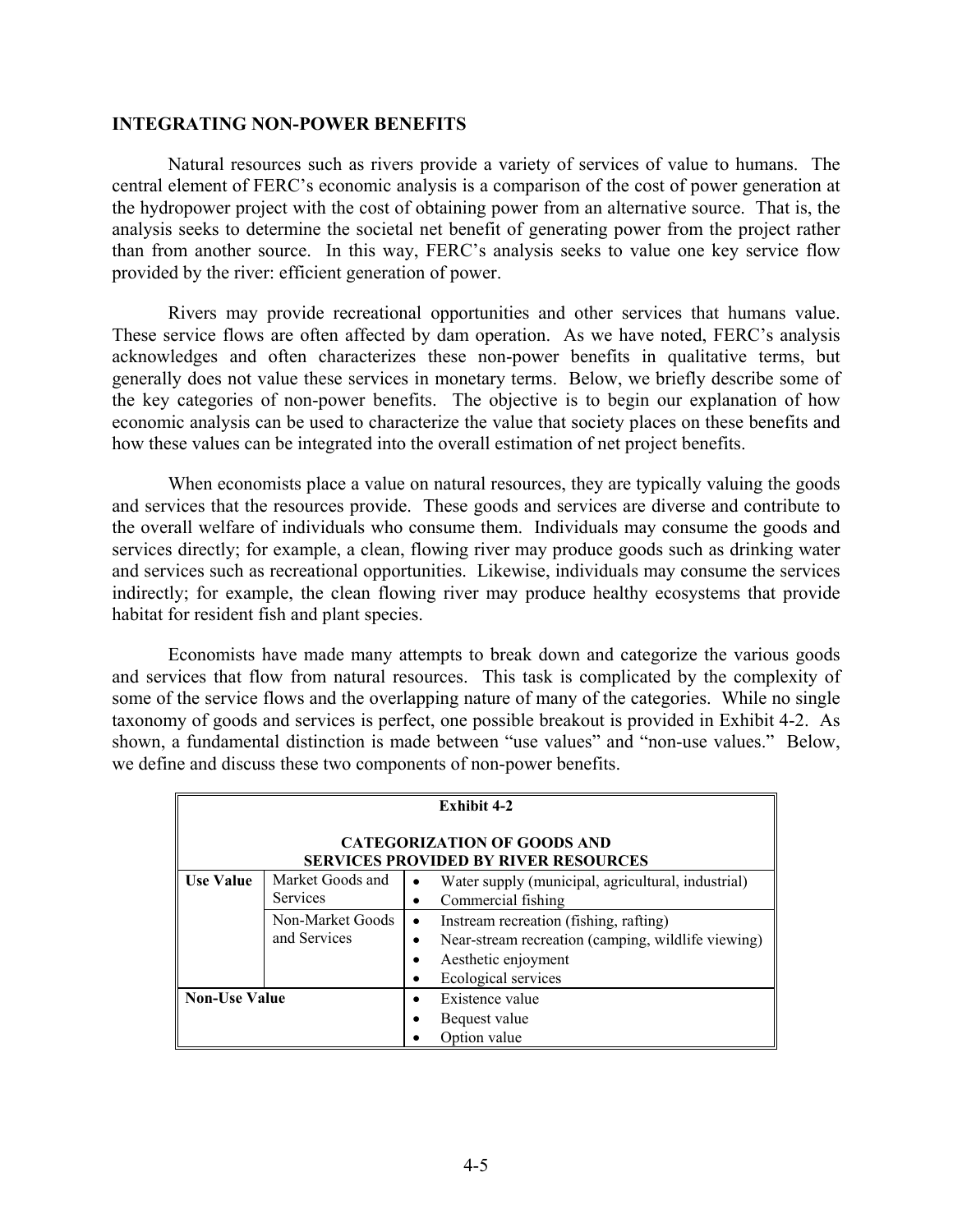### INTEGRATING NON-POWER BENEFITS

Natural resources such as rivers provide a variety of services of value to humans. The central element of FERC's economic analysis is a comparison of the cost of power generation at the hydropower project with the cost of obtaining power from an alternative source. That is, the analysis seeks to determine the societal net benefit of generating power from the project rather than from another source. In this way, FERC's analysis seeks to value one key service flow provided by the river: efficient generation of power.

Rivers may provide recreational opportunities and other services that humans value. These service flows are often affected by dam operation. As we have noted, FERC's analysis acknowledges and often characterizes these non-power benefits in qualitative terms, but generally does not value these services in monetary terms. Below, we briefly describe some of the key categories of non-power benefits. The objective is to begin our explanation of how economic analysis can be used to characterize the value that society places on these benefits and how these values can be integrated into the overall estimation of net project benefits.

When economists place a value on natural resources, they are typically valuing the goods and services that the resources provide. These goods and services are diverse and contribute to the overall welfare of individuals who consume them. Individuals may consume the goods and services directly; for example, a clean, flowing river may produce goods such as drinking water and services such as recreational opportunities. Likewise, individuals may consume the services indirectly; for example, the clean flowing river may produce healthy ecosystems that provide habitat for resident fish and plant species.

Economists have made many attempts to break down and categorize the various goods and services that flow from natural resources. This task is complicated by the complexity of some of the service flows and the overlapping nature of many of the categories. While no single taxonomy of goods and services is perfect, one possible breakout is provided in Exhibit 4-2. As shown, a fundamental distinction is made between "use values" and "non-use values." Below, we define and discuss these two components of non-power benefits.

**Exhibit 4-2**

**CATEGORIZATION OF GOODS AND SERVICES PROVIDED BY RIVER RESOURCES**

| | | |
|---|---|---|
| **Use Value** | Market Goods and Services | • Water supply (municipal, agricultural, industrial)<br>• Commercial fishing |
| | Non-Market Goods and Services | • Instream recreation (fishing, rafting)<br>• Near-stream recreation (camping, wildlife viewing)<br>• Aesthetic enjoyment<br>• Ecological services |
| **Non-Use Value** | | • Existence value<br>• Bequest value<br>• Option value |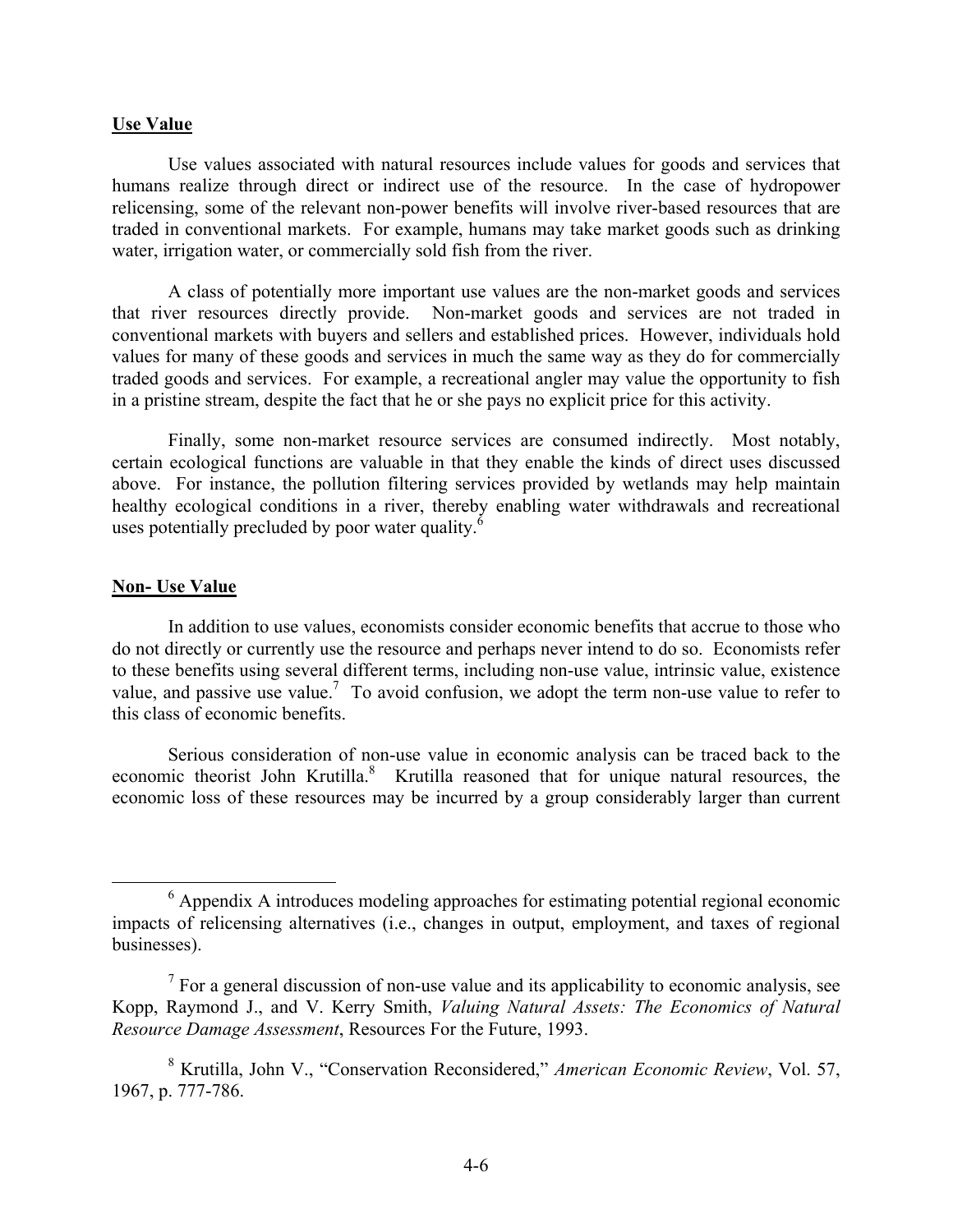**Use Value**

Use values associated with natural resources include values for goods and services that humans realize through direct or indirect use of the resource. In the case of hydropower relicensing, some of the relevant non-power benefits will involve river-based resources that are traded in conventional markets. For example, humans may take market goods such as drinking water, irrigation water, or commercially sold fish from the river.

A class of potentially more important use values are the non-market goods and services that river resources directly provide. Non-market goods and services are not traded in conventional markets with buyers and sellers and established prices. However, individuals hold values for many of these goods and services in much the same way as they do for commercially traded goods and services. For example, a recreational angler may value the opportunity to fish in a pristine stream, despite the fact that he or she pays no explicit price for this activity.

Finally, some non-market resource services are consumed indirectly. Most notably, certain ecological functions are valuable in that they enable the kinds of direct uses discussed above. For instance, the pollution filtering services provided by wetlands may help maintain healthy ecological conditions in a river, thereby enabling water withdrawals and recreational uses potentially precluded by poor water quality.[6]

**Non- Use Value**

In addition to use values, economists consider economic benefits that accrue to those who do not directly or currently use the resource and perhaps never intend to do so. Economists refer to these benefits using several different terms, including non-use value, intrinsic value, existence value, and passive use value.[7] To avoid confusion, we adopt the term non-use value to refer to this class of economic benefits.

Serious consideration of non-use value in economic analysis can be traced back to the economic theorist John Krutilla.[8] Krutilla reasoned that for unique natural resources, the economic loss of these resources may be incurred by a group considerably larger than current

---

[6] Appendix A introduces modeling approaches for estimating potential regional economic impacts of relicensing alternatives (i.e., changes in output, employment, and taxes of regional businesses).

[7] For a general discussion of non-use value and its applicability to economic analysis, see Kopp, Raymond J., and V. Kerry Smith, *Valuing Natural Assets: The Economics of Natural Resource Damage Assessment*, Resources For the Future, 1993.

[8] Krutilla, John V., "Conservation Reconsidered," *American Economic Review*, Vol. 57, 1967, p. 777-786.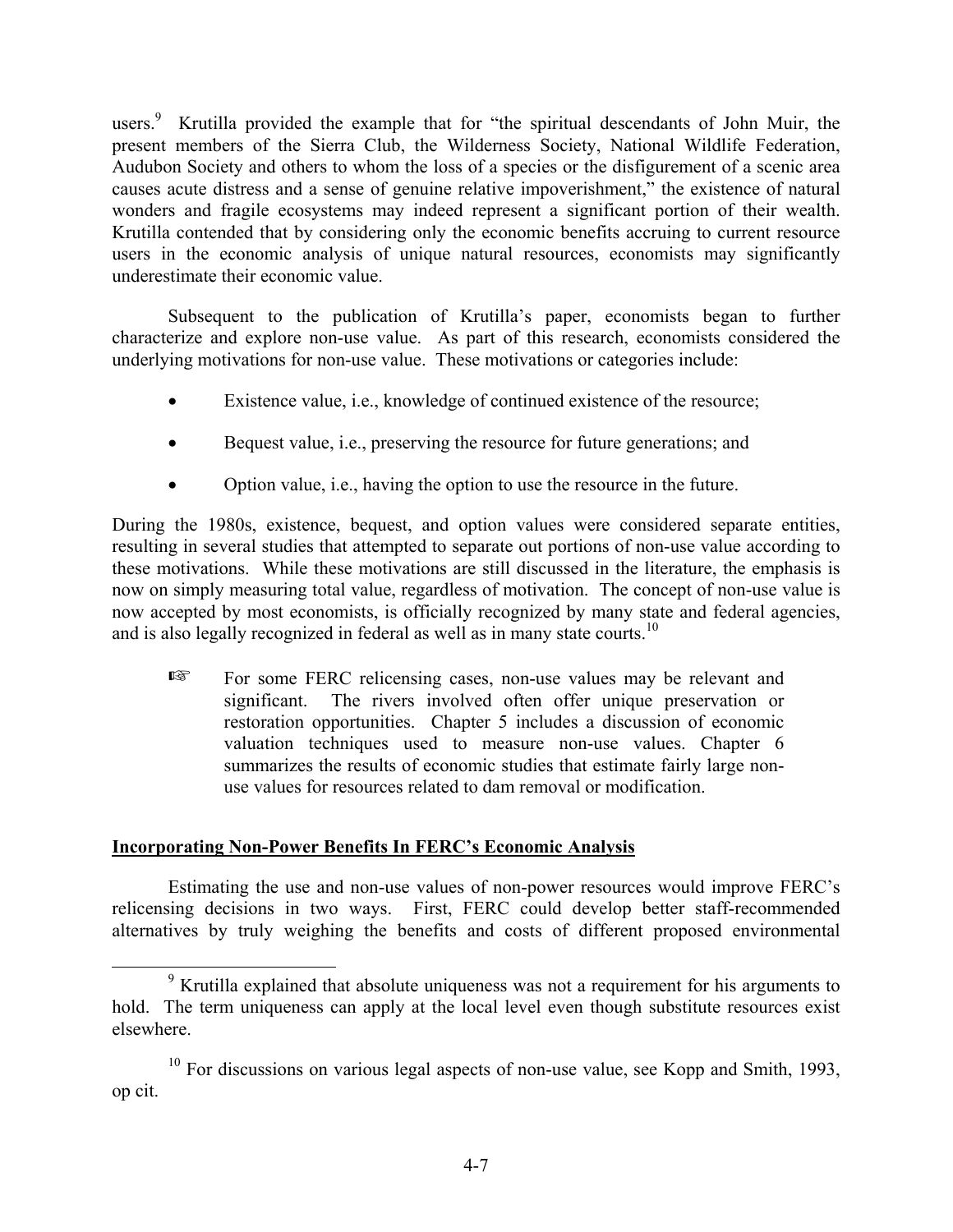users.[9] Krutilla provided the example that for "the spiritual descendants of John Muir, the present members of the Sierra Club, the Wilderness Society, National Wildlife Federation, Audubon Society and others to whom the loss of a species or the disfigurement of a scenic area causes acute distress and a sense of genuine relative impoverishment," the existence of natural wonders and fragile ecosystems may indeed represent a significant portion of their wealth. Krutilla contended that by considering only the economic benefits accruing to current resource users in the economic analysis of unique natural resources, economists may significantly underestimate their economic value.

Subsequent to the publication of Krutilla's paper, economists began to further characterize and explore non-use value. As part of this research, economists considered the underlying motivations for non-use value. These motivations or categories include:

- Existence value, i.e., knowledge of continued existence of the resource;
- Bequest value, i.e., preserving the resource for future generations; and
- Option value, i.e., having the option to use the resource in the future.

During the 1980s, existence, bequest, and option values were considered separate entities, resulting in several studies that attempted to separate out portions of non-use value according to these motivations. While these motivations are still discussed in the literature, the emphasis is now on simply measuring total value, regardless of motivation. The concept of non-use value is now accepted by most economists, is officially recognized by many state and federal agencies, and is also legally recognized in federal as well as in many state courts.[10]

> ☞ For some FERC relicensing cases, non-use values may be relevant and significant. The rivers involved often offer unique preservation or restoration opportunities. Chapter 5 includes a discussion of economic valuation techniques used to measure non-use values. Chapter 6 summarizes the results of economic studies that estimate fairly large non-use values for resources related to dam removal or modification.

**Incorporating Non-Power Benefits In FERC's Economic Analysis**

Estimating the use and non-use values of non-power resources would improve FERC's relicensing decisions in two ways. First, FERC could develop better staff-recommended alternatives by truly weighing the benefits and costs of different proposed environmental

---

[9] Krutilla explained that absolute uniqueness was not a requirement for his arguments to hold. The term uniqueness can apply at the local level even though substitute resources exist elsewhere.

[10] For discussions on various legal aspects of non-use value, see Kopp and Smith, 1993, op cit.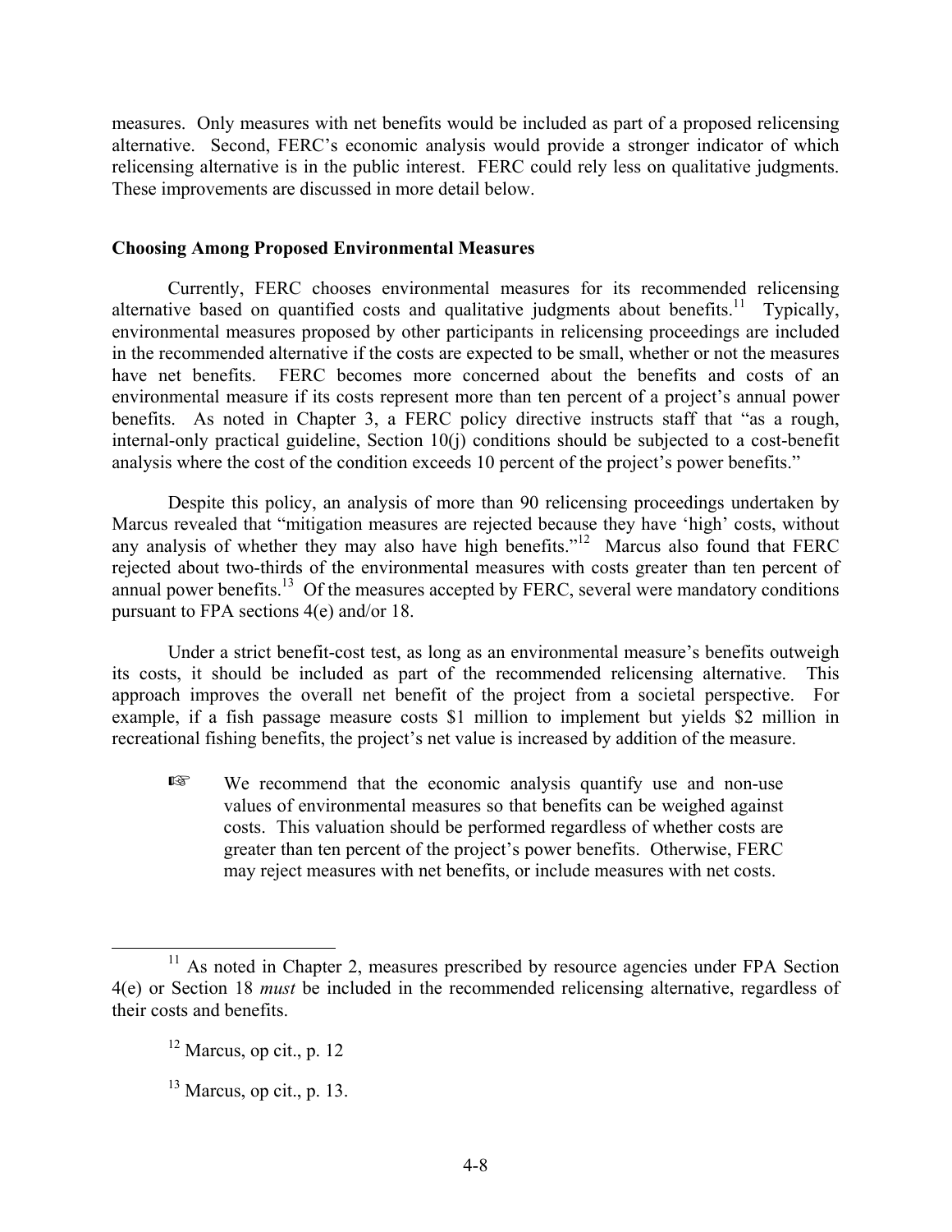measures. Only measures with net benefits would be included as part of a proposed relicensing alternative. Second, FERC's economic analysis would provide a stronger indicator of which relicensing alternative is in the public interest. FERC could rely less on qualitative judgments. These improvements are discussed in more detail below.

**Choosing Among Proposed Environmental Measures**

Currently, FERC chooses environmental measures for its recommended relicensing alternative based on quantified costs and qualitative judgments about benefits.[11] Typically, environmental measures proposed by other participants in relicensing proceedings are included in the recommended alternative if the costs are expected to be small, whether or not the measures have net benefits. FERC becomes more concerned about the benefits and costs of an environmental measure if its costs represent more than ten percent of a project's annual power benefits. As noted in Chapter 3, a FERC policy directive instructs staff that "as a rough, internal-only practical guideline, Section 10(j) conditions should be subjected to a cost-benefit analysis where the cost of the condition exceeds 10 percent of the project's power benefits."

Despite this policy, an analysis of more than 90 relicensing proceedings undertaken by Marcus revealed that "mitigation measures are rejected because they have 'high' costs, without any analysis of whether they may also have high benefits."[12] Marcus also found that FERC rejected about two-thirds of the environmental measures with costs greater than ten percent of annual power benefits.[13] Of the measures accepted by FERC, several were mandatory conditions pursuant to FPA sections 4(e) and/or 18.

Under a strict benefit-cost test, as long as an environmental measure's benefits outweigh its costs, it should be included as part of the recommended relicensing alternative. This approach improves the overall net benefit of the project from a societal perspective. For example, if a fish passage measure costs \$1 million to implement but yields \$2 million in recreational fishing benefits, the project's net value is increased by addition of the measure.

> ☞ We recommend that the economic analysis quantify use and non-use values of environmental measures so that benefits can be weighed against costs. This valuation should be performed regardless of whether costs are greater than ten percent of the project's power benefits. Otherwise, FERC may reject measures with net benefits, or include measures with net costs.

---

[11] As noted in Chapter 2, measures prescribed by resource agencies under FPA Section 4(e) or Section 18 *must* be included in the recommended relicensing alternative, regardless of their costs and benefits.

[12] Marcus, op cit., p. 12

[13] Marcus, op cit., p. 13.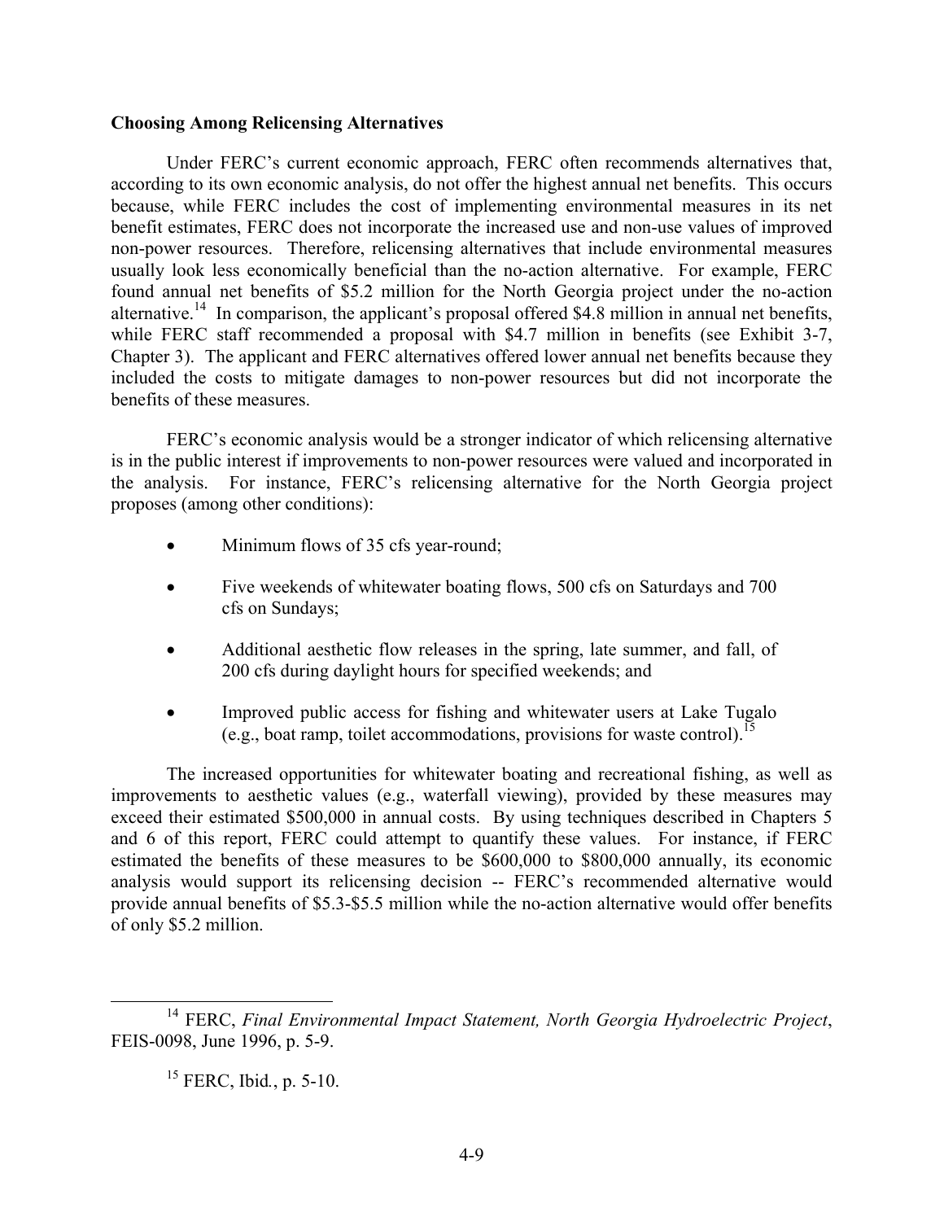**Choosing Among Relicensing Alternatives**

Under FERC's current economic approach, FERC often recommends alternatives that, according to its own economic analysis, do not offer the highest annual net benefits. This occurs because, while FERC includes the cost of implementing environmental measures in its net benefit estimates, FERC does not incorporate the increased use and non-use values of improved non-power resources. Therefore, relicensing alternatives that include environmental measures usually look less economically beneficial than the no-action alternative. For example, FERC found annual net benefits of $5.2 million for the North Georgia project under the no-action alternative.[14] In comparison, the applicant's proposal offered $4.8 million in annual net benefits, while FERC staff recommended a proposal with $4.7 million in benefits (see Exhibit 3-7, Chapter 3). The applicant and FERC alternatives offered lower annual net benefits because they included the costs to mitigate damages to non-power resources but did not incorporate the benefits of these measures.

FERC's economic analysis would be a stronger indicator of which relicensing alternative is in the public interest if improvements to non-power resources were valued and incorporated in the analysis. For instance, FERC's relicensing alternative for the North Georgia project proposes (among other conditions):

- Minimum flows of 35 cfs year-round;
- Five weekends of whitewater boating flows, 500 cfs on Saturdays and 700 cfs on Sundays;
- Additional aesthetic flow releases in the spring, late summer, and fall, of 200 cfs during daylight hours for specified weekends; and
- Improved public access for fishing and whitewater users at Lake Tugalo (e.g., boat ramp, toilet accommodations, provisions for waste control).[15]

The increased opportunities for whitewater boating and recreational fishing, as well as improvements to aesthetic values (e.g., waterfall viewing), provided by these measures may exceed their estimated $500,000 in annual costs. By using techniques described in Chapters 5 and 6 of this report, FERC could attempt to quantify these values. For instance, if FERC estimated the benefits of these measures to be $600,000 to $800,000 annually, its economic analysis would support its relicensing decision -- FERC's recommended alternative would provide annual benefits of $5.3-$5.5 million while the no-action alternative would offer benefits of only $5.2 million.

---

[14] FERC, *Final Environmental Impact Statement, North Georgia Hydroelectric Project*, FEIS-0098, June 1996, p. 5-9.

[15] FERC, Ibid., p. 5-10.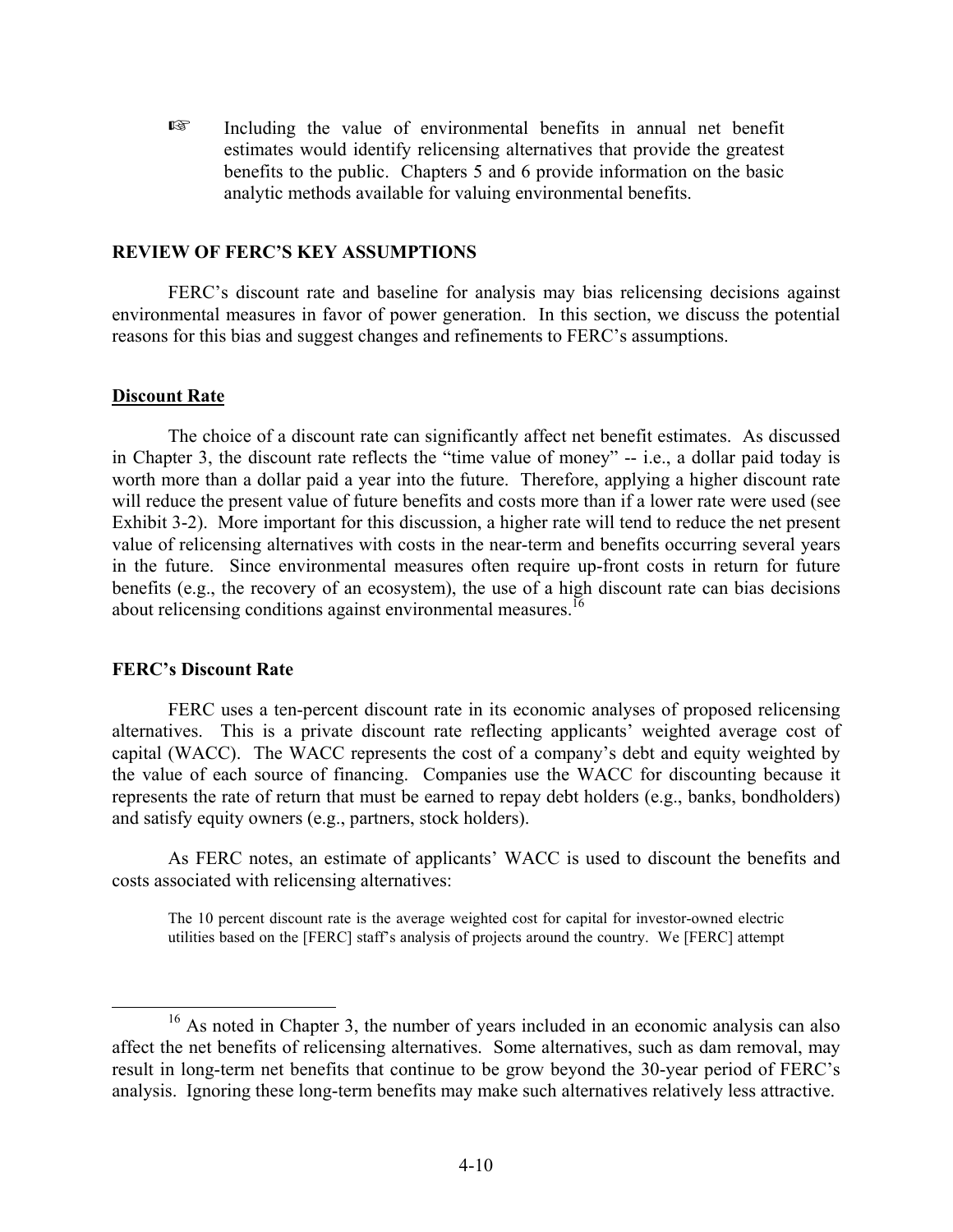☞ Including the value of environmental benefits in annual net benefit estimates would identify relicensing alternatives that provide the greatest benefits to the public. Chapters 5 and 6 provide information on the basic analytic methods available for valuing environmental benefits.

## REVIEW OF FERC'S KEY ASSUMPTIONS

FERC's discount rate and baseline for analysis may bias relicensing decisions against environmental measures in favor of power generation. In this section, we discuss the potential reasons for this bias and suggest changes and refinements to FERC's assumptions.

### Discount Rate

The choice of a discount rate can significantly affect net benefit estimates. As discussed in Chapter 3, the discount rate reflects the "time value of money" -- i.e., a dollar paid today is worth more than a dollar paid a year into the future. Therefore, applying a higher discount rate will reduce the present value of future benefits and costs more than if a lower rate were used (see Exhibit 3-2). More important for this discussion, a higher rate will tend to reduce the net present value of relicensing alternatives with costs in the near-term and benefits occurring several years in the future. Since environmental measures often require up-front costs in return for future benefits (e.g., the recovery of an ecosystem), the use of a high discount rate can bias decisions about relicensing conditions against environmental measures.[16]

### FERC's Discount Rate

FERC uses a ten-percent discount rate in its economic analyses of proposed relicensing alternatives. This is a private discount rate reflecting applicants' weighted average cost of capital (WACC). The WACC represents the cost of a company's debt and equity weighted by the value of each source of financing. Companies use the WACC for discounting because it represents the rate of return that must be earned to repay debt holders (e.g., banks, bondholders) and satisfy equity owners (e.g., partners, stock holders).

As FERC notes, an estimate of applicants' WACC is used to discount the benefits and costs associated with relicensing alternatives:

> The 10 percent discount rate is the average weighted cost for capital for investor-owned electric utilities based on the [FERC] staff's analysis of projects around the country. We [FERC] attempt

---

[16] As noted in Chapter 3, the number of years included in an economic analysis can also affect the net benefits of relicensing alternatives. Some alternatives, such as dam removal, may result in long-term net benefits that continue to be grow beyond the 30-year period of FERC's analysis. Ignoring these long-term benefits may make such alternatives relatively less attractive.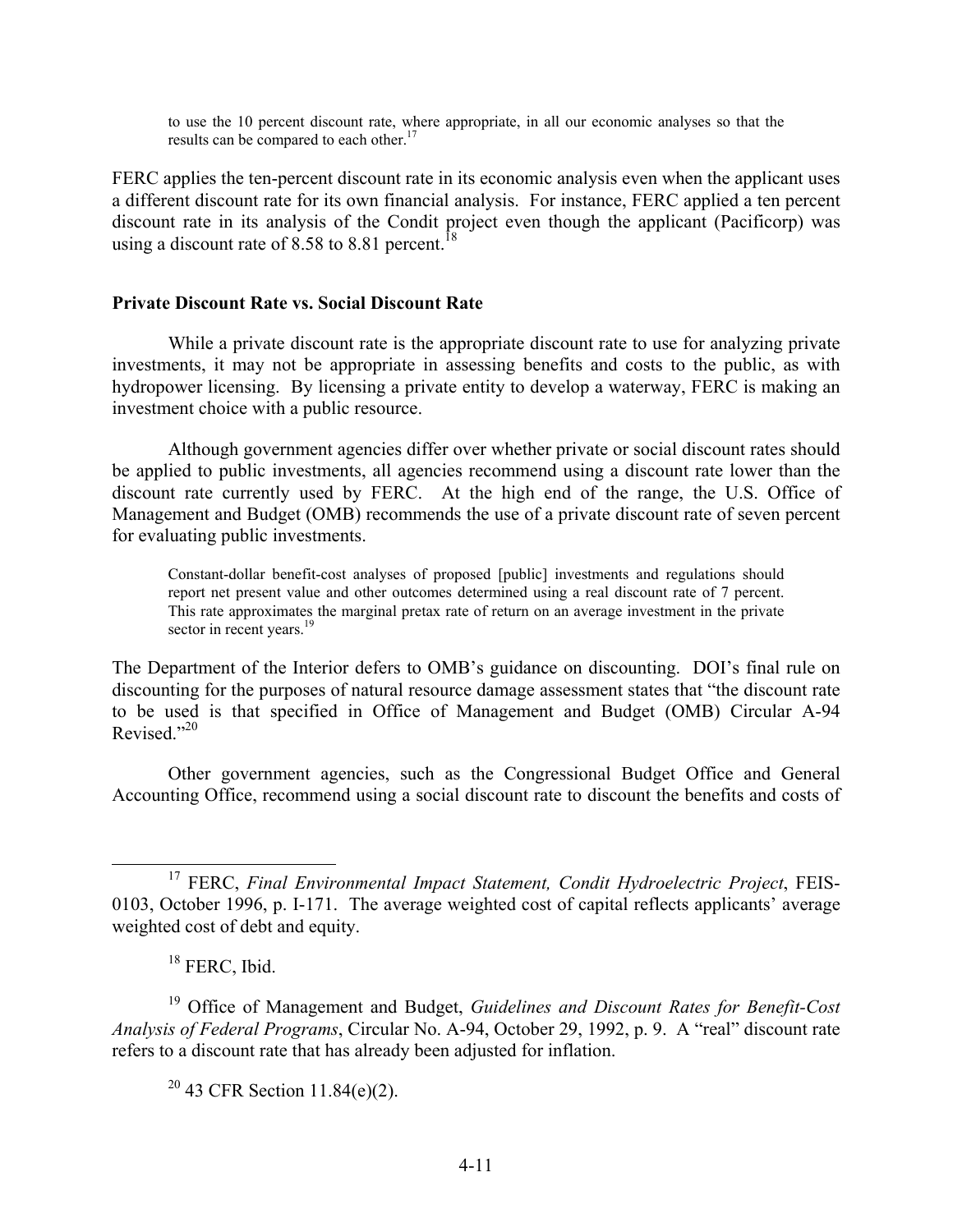> to use the 10 percent discount rate, where appropriate, in all our economic analyses so that the results can be compared to each other.[17]

FERC applies the ten-percent discount rate in its economic analysis even when the applicant uses a different discount rate for its own financial analysis. For instance, FERC applied a ten percent discount rate in its analysis of the Condit project even though the applicant (Pacificorp) was using a discount rate of 8.58 to 8.81 percent.[18]

**Private Discount Rate vs. Social Discount Rate**

While a private discount rate is the appropriate discount rate to use for analyzing private investments, it may not be appropriate in assessing benefits and costs to the public, as with hydropower licensing. By licensing a private entity to develop a waterway, FERC is making an investment choice with a public resource.

Although government agencies differ over whether private or social discount rates should be applied to public investments, all agencies recommend using a discount rate lower than the discount rate currently used by FERC. At the high end of the range, the U.S. Office of Management and Budget (OMB) recommends the use of a private discount rate of seven percent for evaluating public investments.

> Constant-dollar benefit-cost analyses of proposed [public] investments and regulations should report net present value and other outcomes determined using a real discount rate of 7 percent. This rate approximates the marginal pretax rate of return on an average investment in the private sector in recent years.[19]

The Department of the Interior defers to OMB's guidance on discounting. DOI's final rule on discounting for the purposes of natural resource damage assessment states that "the discount rate to be used is that specified in Office of Management and Budget (OMB) Circular A-94 Revised."[20]

Other government agencies, such as the Congressional Budget Office and General Accounting Office, recommend using a social discount rate to discount the benefits and costs of

---

[17] FERC, *Final Environmental Impact Statement, Condit Hydroelectric Project*, FEIS-0103, October 1996, p. I-171. The average weighted cost of capital reflects applicants' average weighted cost of debt and equity.

[18] FERC, Ibid.

[19] Office of Management and Budget, *Guidelines and Discount Rates for Benefit-Cost Analysis of Federal Programs*, Circular No. A-94, October 29, 1992, p. 9. A "real" discount rate refers to a discount rate that has already been adjusted for inflation.

[20] 43 CFR Section 11.84(e)(2).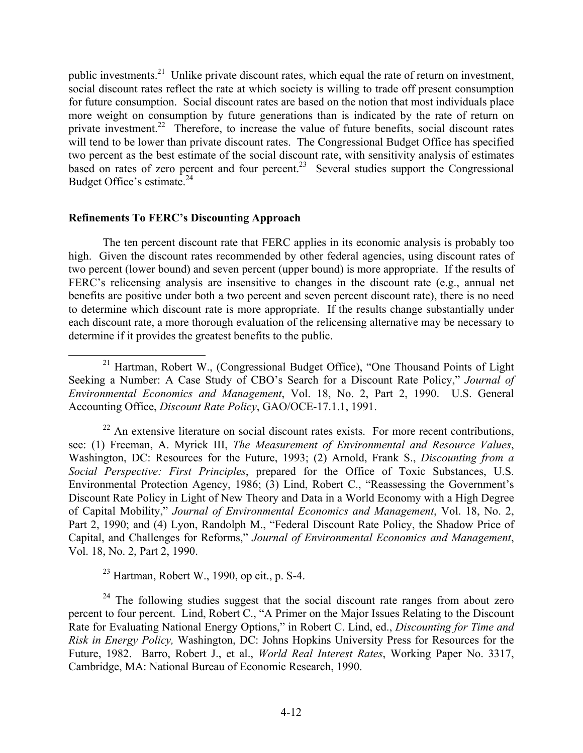public investments.[21] Unlike private discount rates, which equal the rate of return on investment, social discount rates reflect the rate at which society is willing to trade off present consumption for future consumption. Social discount rates are based on the notion that most individuals place more weight on consumption by future generations than is indicated by the rate of return on private investment.[22] Therefore, to increase the value of future benefits, social discount rates will tend to be lower than private discount rates. The Congressional Budget Office has specified two percent as the best estimate of the social discount rate, with sensitivity analysis of estimates based on rates of zero percent and four percent.[23] Several studies support the Congressional Budget Office's estimate.[24]

**Refinements To FERC's Discounting Approach**

The ten percent discount rate that FERC applies in its economic analysis is probably too high. Given the discount rates recommended by other federal agencies, using discount rates of two percent (lower bound) and seven percent (upper bound) is more appropriate. If the results of FERC's relicensing analysis are insensitive to changes in the discount rate (e.g., annual net benefits are positive under both a two percent and seven percent discount rate), there is no need to determine which discount rate is more appropriate. If the results change substantially under each discount rate, a more thorough evaluation of the relicensing alternative may be necessary to determine if it provides the greatest benefits to the public.

---

[21] Hartman, Robert W., (Congressional Budget Office), "One Thousand Points of Light Seeking a Number: A Case Study of CBO's Search for a Discount Rate Policy," *Journal of Environmental Economics and Management*, Vol. 18, No. 2, Part 2, 1990. U.S. General Accounting Office, *Discount Rate Policy*, GAO/OCE-17.1.1, 1991.

[22] An extensive literature on social discount rates exists. For more recent contributions, see: (1) Freeman, A. Myrick III, *The Measurement of Environmental and Resource Values*, Washington, DC: Resources for the Future, 1993; (2) Arnold, Frank S., *Discounting from a Social Perspective: First Principles*, prepared for the Office of Toxic Substances, U.S. Environmental Protection Agency, 1986; (3) Lind, Robert C., "Reassessing the Government's Discount Rate Policy in Light of New Theory and Data in a World Economy with a High Degree of Capital Mobility," *Journal of Environmental Economics and Management*, Vol. 18, No. 2, Part 2, 1990; and (4) Lyon, Randolph M., "Federal Discount Rate Policy, the Shadow Price of Capital, and Challenges for Reforms," *Journal of Environmental Economics and Management*, Vol. 18, No. 2, Part 2, 1990.

[23] Hartman, Robert W., 1990, op cit., p. S-4.

[24] The following studies suggest that the social discount rate ranges from about zero percent to four percent. Lind, Robert C., "A Primer on the Major Issues Relating to the Discount Rate for Evaluating National Energy Options," in Robert C. Lind, ed., *Discounting for Time and Risk in Energy Policy,* Washington, DC: Johns Hopkins University Press for Resources for the Future, 1982. Barro, Robert J., et al., *World Real Interest Rates*, Working Paper No. 3317, Cambridge, MA: National Bureau of Economic Research, 1990.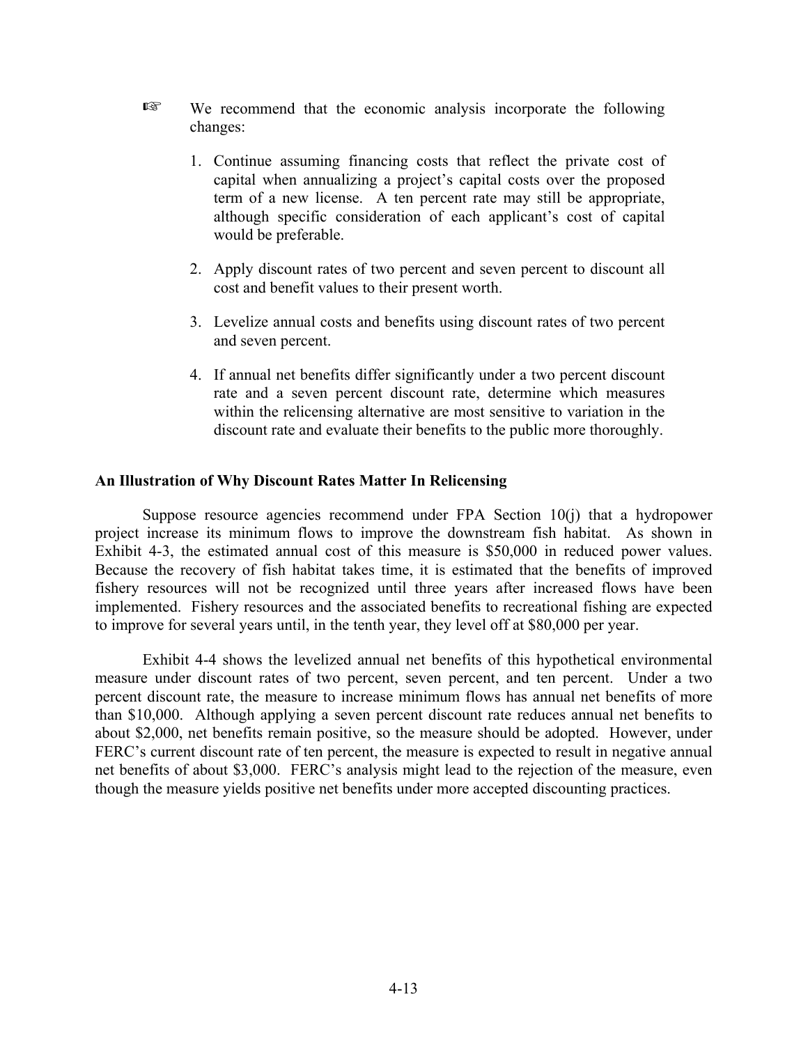☞ We recommend that the economic analysis incorporate the following changes:

1. Continue assuming financing costs that reflect the private cost of capital when annualizing a project's capital costs over the proposed term of a new license. A ten percent rate may still be appropriate, although specific consideration of each applicant's cost of capital would be preferable.

2. Apply discount rates of two percent and seven percent to discount all cost and benefit values to their present worth.

3. Levelize annual costs and benefits using discount rates of two percent and seven percent.

4. If annual net benefits differ significantly under a two percent discount rate and a seven percent discount rate, determine which measures within the relicensing alternative are most sensitive to variation in the discount rate and evaluate their benefits to the public more thoroughly.

**An Illustration of Why Discount Rates Matter In Relicensing**

Suppose resource agencies recommend under FPA Section 10(j) that a hydropower project increase its minimum flows to improve the downstream fish habitat. As shown in Exhibit 4-3, the estimated annual cost of this measure is $50,000 in reduced power values. Because the recovery of fish habitat takes time, it is estimated that the benefits of improved fishery resources will not be recognized until three years after increased flows have been implemented. Fishery resources and the associated benefits to recreational fishing are expected to improve for several years until, in the tenth year, they level off at $80,000 per year.

Exhibit 4-4 shows the levelized annual net benefits of this hypothetical environmental measure under discount rates of two percent, seven percent, and ten percent. Under a two percent discount rate, the measure to increase minimum flows has annual net benefits of more than $10,000. Although applying a seven percent discount rate reduces annual net benefits to about $2,000, net benefits remain positive, so the measure should be adopted. However, under FERC's current discount rate of ten percent, the measure is expected to result in negative annual net benefits of about $3,000. FERC's analysis might lead to the rejection of the measure, even though the measure yields positive net benefits under more accepted discounting practices.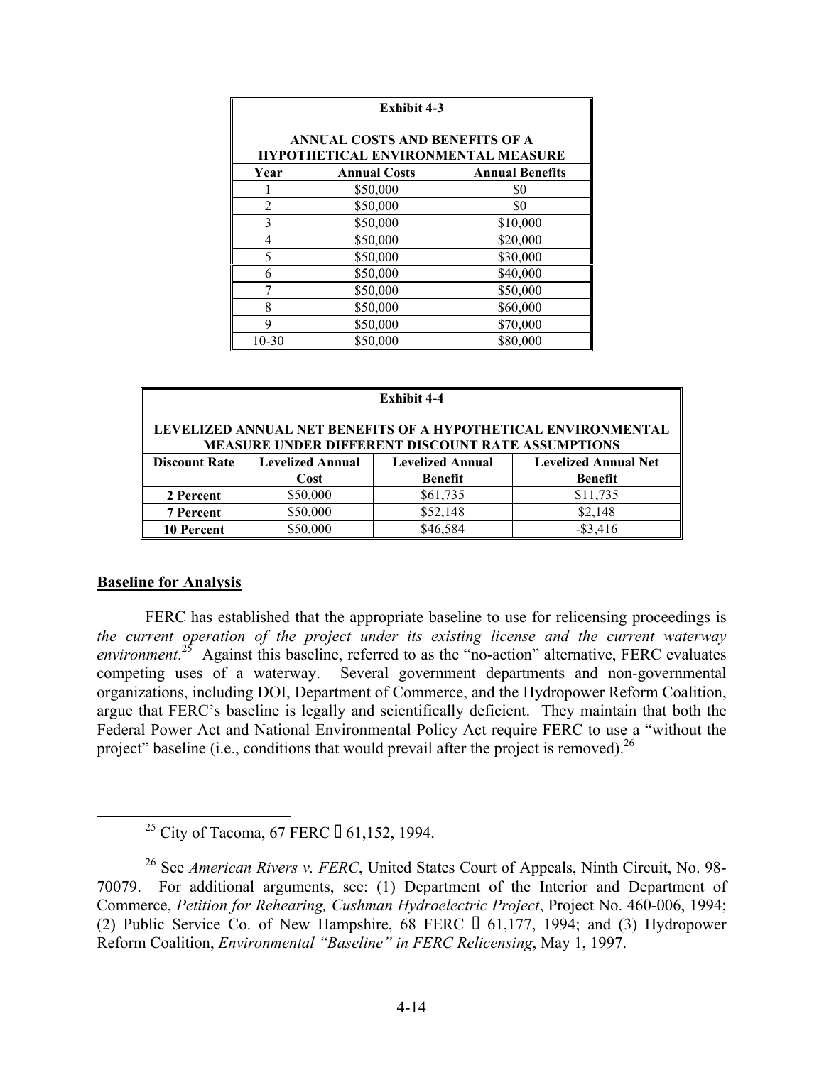| Exhibit 4-3 | | |
|---|---|---|
| **ANNUAL COSTS AND BENEFITS OF A HYPOTHETICAL ENVIRONMENTAL MEASURE** | | |
| **Year** | **Annual Costs** | **Annual Benefits** |
| 1 | \$50,000 | \$0 |
| 2 | \$50,000 | \$0 |
| 3 | \$50,000 | \$10,000 |
| 4 | \$50,000 | \$20,000 |
| 5 | \$50,000 | \$30,000 |
| 6 | \$50,000 | \$40,000 |
| 7 | \$50,000 | \$50,000 |
| 8 | \$50,000 | \$60,000 |
| 9 | \$50,000 | \$70,000 |
| 10-30 | \$50,000 | \$80,000 |

| Exhibit 4-4 | | | |
|---|---|---|---|
| **LEVELIZED ANNUAL NET BENEFITS OF A HYPOTHETICAL ENVIRONMENTAL MEASURE UNDER DIFFERENT DISCOUNT RATE ASSUMPTIONS** | | | |
| **Discount Rate** | **Levelized Annual Cost** | **Levelized Annual Benefit** | **Levelized Annual Net Benefit** |
| **2 Percent** | \$50,000 | \$61,735 | \$11,735 |
| **7 Percent** | \$50,000 | \$52,148 | \$2,148 |
| **10 Percent** | \$50,000 | \$46,584 | -\$3,416 |

## Baseline for Analysis

FERC has established that the appropriate baseline to use for relicensing proceedings is *the current operation of the project under its existing license and the current waterway environment*.[25] Against this baseline, referred to as the "no-action" alternative, FERC evaluates competing uses of a waterway. Several government departments and non-governmental organizations, including DOI, Department of Commerce, and the Hydropower Reform Coalition, argue that FERC's baseline is legally and scientifically deficient. They maintain that both the Federal Power Act and National Environmental Policy Act require FERC to use a "without the project" baseline (i.e., conditions that would prevail after the project is removed).[26]

---

[25] City of Tacoma, 67 FERC ¶ 61,152, 1994.

[26] See *American Rivers v. FERC*, United States Court of Appeals, Ninth Circuit, No. 98-70079. For additional arguments, see: (1) Department of the Interior and Department of Commerce, *Petition for Rehearing, Cushman Hydroelectric Project*, Project No. 460-006, 1994; (2) Public Service Co. of New Hampshire, 68 FERC ¶ 61,177, 1994; and (3) Hydropower Reform Coalition, *Environmental "Baseline" in FERC Relicensing*, May 1, 1997.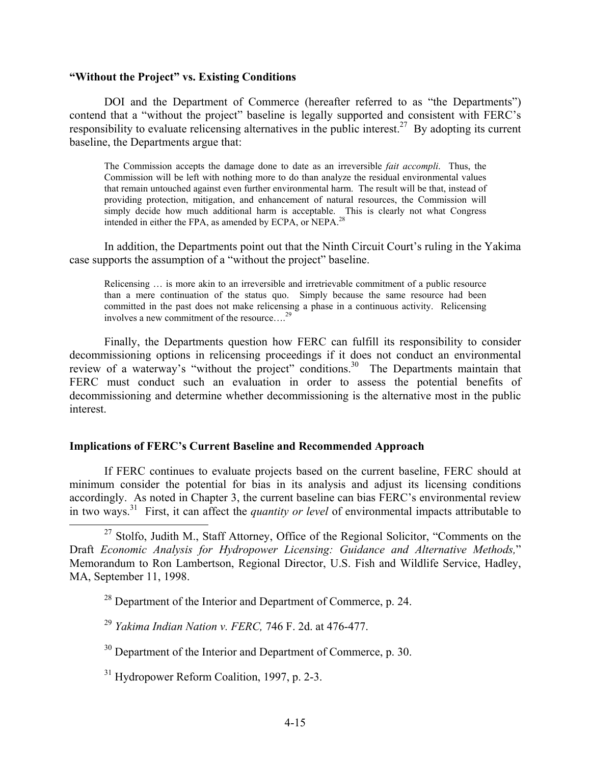### "Without the Project" vs. Existing Conditions

DOI and the Department of Commerce (hereafter referred to as "the Departments") contend that a "without the project" baseline is legally supported and consistent with FERC's responsibility to evaluate relicensing alternatives in the public interest.[27] By adopting its current baseline, the Departments argue that:

> The Commission accepts the damage done to date as an irreversible *fait accompli*. Thus, the Commission will be left with nothing more to do than analyze the residual environmental values that remain untouched against even further environmental harm. The result will be that, instead of providing protection, mitigation, and enhancement of natural resources, the Commission will simply decide how much additional harm is acceptable. This is clearly not what Congress intended in either the FPA, as amended by ECPA, or NEPA.[28]

In addition, the Departments point out that the Ninth Circuit Court's ruling in the Yakima case supports the assumption of a "without the project" baseline.

> Relicensing … is more akin to an irreversible and irretrievable commitment of a public resource than a mere continuation of the status quo. Simply because the same resource had been committed in the past does not make relicensing a phase in a continuous activity. Relicensing involves a new commitment of the resource….[29]

Finally, the Departments question how FERC can fulfill its responsibility to consider decommissioning options in relicensing proceedings if it does not conduct an environmental review of a waterway's "without the project" conditions.[30] The Departments maintain that FERC must conduct such an evaluation in order to assess the potential benefits of decommissioning and determine whether decommissioning is the alternative most in the public interest.

### Implications of FERC's Current Baseline and Recommended Approach

If FERC continues to evaluate projects based on the current baseline, FERC should at minimum consider the potential for bias in its analysis and adjust its licensing conditions accordingly. As noted in Chapter 3, the current baseline can bias FERC's environmental review in two ways.[31] First, it can affect the *quantity or level* of environmental impacts attributable to

---

[27] Stolfo, Judith M., Staff Attorney, Office of the Regional Solicitor, "Comments on the Draft *Economic Analysis for Hydropower Licensing: Guidance and Alternative Methods,*" Memorandum to Ron Lambertson, Regional Director, U.S. Fish and Wildlife Service, Hadley, MA, September 11, 1998.

[28] Department of the Interior and Department of Commerce, p. 24.

[29] *Yakima Indian Nation v. FERC,* 746 F. 2d. at 476-477.

[30] Department of the Interior and Department of Commerce, p. 30.

[31] Hydropower Reform Coalition, 1997, p. 2-3.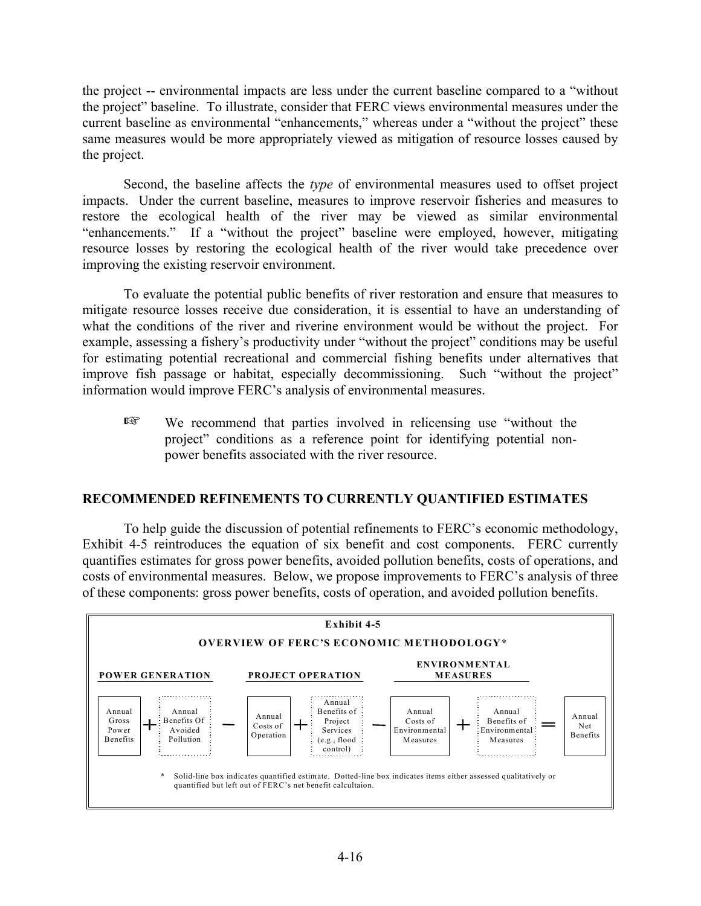the project -- environmental impacts are less under the current baseline compared to a "without the project" baseline. To illustrate, consider that FERC views environmental measures under the current baseline as environmental "enhancements," whereas under a "without the project" these same measures would be more appropriately viewed as mitigation of resource losses caused by the project.

Second, the baseline affects the *type* of environmental measures used to offset project impacts. Under the current baseline, measures to improve reservoir fisheries and measures to restore the ecological health of the river may be viewed as similar environmental "enhancements." If a "without the project" baseline were employed, however, mitigating resource losses by restoring the ecological health of the river would take precedence over improving the existing reservoir environment.

To evaluate the potential public benefits of river restoration and ensure that measures to mitigate resource losses receive due consideration, it is essential to have an understanding of what the conditions of the river and riverine environment would be without the project. For example, assessing a fishery's productivity under "without the project" conditions may be useful for estimating potential recreational and commercial fishing benefits under alternatives that improve fish passage or habitat, especially decommissioning. Such "without the project" information would improve FERC's analysis of environmental measures.

☞ We recommend that parties involved in relicensing use "without the project" conditions as a reference point for identifying potential non-power benefits associated with the river resource.

## RECOMMENDED REFINEMENTS TO CURRENTLY QUANTIFIED ESTIMATES

To help guide the discussion of potential refinements to FERC's economic methodology, Exhibit 4-5 reintroduces the equation of six benefit and cost components. FERC currently quantifies estimates for gross power benefits, avoided pollution benefits, costs of operations, and costs of environmental measures. Below, we propose improvements to FERC's analysis of three of these components: gross power benefits, costs of operation, and avoided pollution benefits.

**Exhibit 4-5**

**OVERVIEW OF FERC'S ECONOMIC METHODOLOGY***

| POWER GENERATION | | | PROJECT OPERATION | | | ENVIRONMENTAL MEASURES | | | |
|---|---|---|---|---|---|---|---|---|---|
| Annual Gross Power Benefits | + | Annual Benefits Of Avoided Pollution | − | Annual Costs of Operation | + | Annual Benefits of Project Services (e.g., flood control) | − | Annual Costs of Environmental Measures | + | Annual Benefits of Environmental Measures | = | Annual Net Benefits |

\* Solid-line box indicates quantified estimate. Dotted-line box indicates items either assessed qualitatively or quantified but left out of FERC's net benefit calcultaion.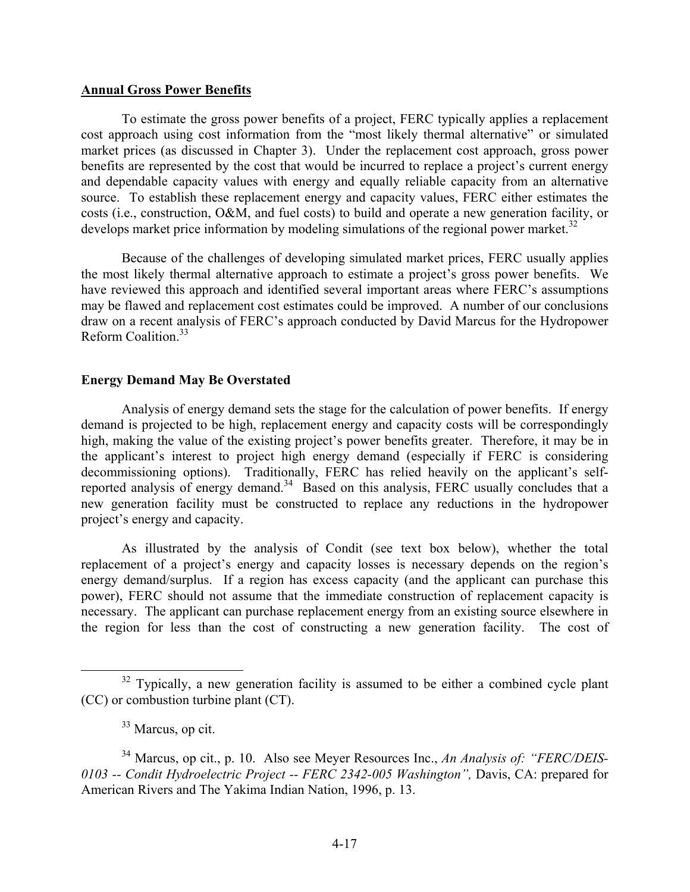**Annual Gross Power Benefits**

To estimate the gross power benefits of a project, FERC typically applies a replacement cost approach using cost information from the "most likely thermal alternative" or simulated market prices (as discussed in Chapter 3). Under the replacement cost approach, gross power benefits are represented by the cost that would be incurred to replace a project's current energy and dependable capacity values with energy and equally reliable capacity from an alternative source. To establish these replacement energy and capacity values, FERC either estimates the costs (i.e., construction, O&M, and fuel costs) to build and operate a new generation facility, or develops market price information by modeling simulations of the regional power market.[32]

Because of the challenges of developing simulated market prices, FERC usually applies the most likely thermal alternative approach to estimate a project's gross power benefits. We have reviewed this approach and identified several important areas where FERC's assumptions may be flawed and replacement cost estimates could be improved. A number of our conclusions draw on a recent analysis of FERC's approach conducted by David Marcus for the Hydropower Reform Coalition.[33]

**Energy Demand May Be Overstated**

Analysis of energy demand sets the stage for the calculation of power benefits. If energy demand is projected to be high, replacement energy and capacity costs will be correspondingly high, making the value of the existing project's power benefits greater. Therefore, it may be in the applicant's interest to project high energy demand (especially if FERC is considering decommissioning options). Traditionally, FERC has relied heavily on the applicant's self-reported analysis of energy demand.[34] Based on this analysis, FERC usually concludes that a new generation facility must be constructed to replace any reductions in the hydropower project's energy and capacity.

As illustrated by the analysis of Condit (see text box below), whether the total replacement of a project's energy and capacity losses is necessary depends on the region's energy demand/surplus. If a region has excess capacity (and the applicant can purchase this power), FERC should not assume that the immediate construction of replacement capacity is necessary. The applicant can purchase replacement energy from an existing source elsewhere in the region for less than the cost of constructing a new generation facility. The cost of

---

[32] Typically, a new generation facility is assumed to be either a combined cycle plant (CC) or combustion turbine plant (CT).

[33] Marcus, op cit.

[34] Marcus, op cit., p. 10. Also see Meyer Resources Inc., *An Analysis of: "FERC/DEIS-0103 -- Condit Hydroelectric Project -- FERC 2342-005 Washington",* Davis, CA: prepared for American Rivers and The Yakima Indian Nation, 1996, p. 13.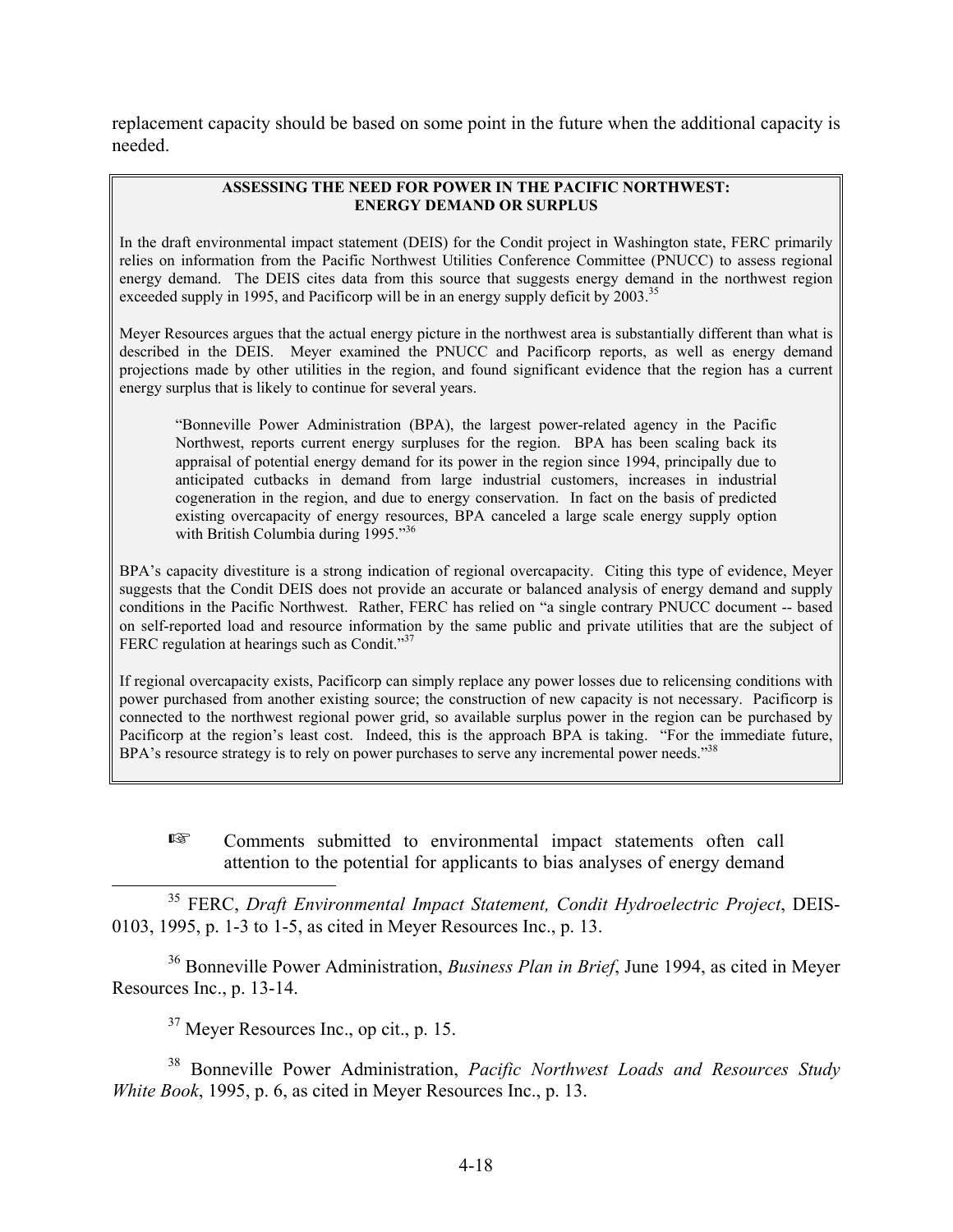replacement capacity should be based on some point in the future when the additional capacity is needed.

> **ASSESSING THE NEED FOR POWER IN THE PACIFIC NORTHWEST: ENERGY DEMAND OR SURPLUS**
>
> In the draft environmental impact statement (DEIS) for the Condit project in Washington state, FERC primarily relies on information from the Pacific Northwest Utilities Conference Committee (PNUCC) to assess regional energy demand. The DEIS cites data from this source that suggests energy demand in the northwest region exceeded supply in 1995, and Pacificorp will be in an energy supply deficit by 2003.[35]
>
> Meyer Resources argues that the actual energy picture in the northwest area is substantially different than what is described in the DEIS. Meyer examined the PNUCC and Pacificorp reports, as well as energy demand projections made by other utilities in the region, and found significant evidence that the region has a current energy surplus that is likely to continue for several years.
>
> > "Bonneville Power Administration (BPA), the largest power-related agency in the Pacific Northwest, reports current energy surpluses for the region. BPA has been scaling back its appraisal of potential energy demand for its power in the region since 1994, principally due to anticipated cutbacks in demand from large industrial customers, increases in industrial cogeneration in the region, and due to energy conservation. In fact on the basis of predicted existing overcapacity of energy resources, BPA canceled a large scale energy supply option with British Columbia during 1995."[36]
>
> BPA's capacity divestiture is a strong indication of regional overcapacity. Citing this type of evidence, Meyer suggests that the Condit DEIS does not provide an accurate or balanced analysis of energy demand and supply conditions in the Pacific Northwest. Rather, FERC has relied on "a single contrary PNUCC document -- based on self-reported load and resource information by the same public and private utilities that are the subject of FERC regulation at hearings such as Condit."[37]
>
> If regional overcapacity exists, Pacificorp can simply replace any power losses due to relicensing conditions with power purchased from another existing source; the construction of new capacity is not necessary. Pacificorp is connected to the northwest regional power grid, so available surplus power in the region can be purchased by Pacificorp at the region's least cost. Indeed, this is the approach BPA is taking. "For the immediate future, BPA's resource strategy is to rely on power purchases to serve any incremental power needs."[38]

☞ Comments submitted to environmental impact statements often call attention to the potential for applicants to bias analyses of energy demand

---

[35] FERC, *Draft Environmental Impact Statement, Condit Hydroelectric Project*, DEIS-0103, 1995, p. 1-3 to 1-5, as cited in Meyer Resources Inc., p. 13.

[36] Bonneville Power Administration, *Business Plan in Brief*, June 1994, as cited in Meyer Resources Inc., p. 13-14.

[37] Meyer Resources Inc., op cit., p. 15.

[38] Bonneville Power Administration, *Pacific Northwest Loads and Resources Study White Book*, 1995, p. 6, as cited in Meyer Resources Inc., p. 13.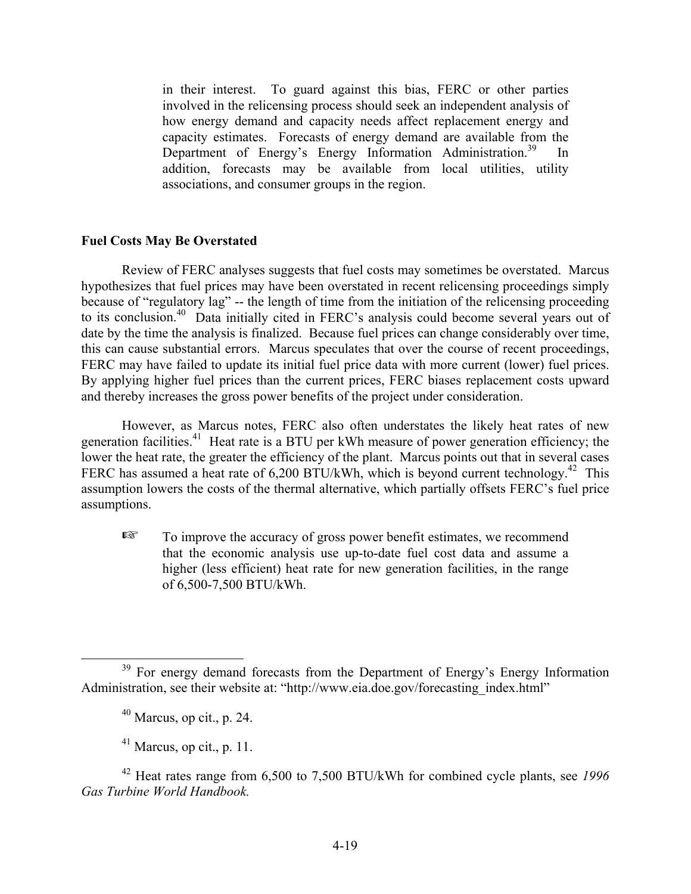in their interest. To guard against this bias, FERC or other parties involved in the relicensing process should seek an independent analysis of how energy demand and capacity needs affect replacement energy and capacity estimates. Forecasts of energy demand are available from the Department of Energy's Energy Information Administration.[39] In addition, forecasts may be available from local utilities, utility associations, and consumer groups in the region.

**Fuel Costs May Be Overstated**

Review of FERC analyses suggests that fuel costs may sometimes be overstated. Marcus hypothesizes that fuel prices may have been overstated in recent relicensing proceedings simply because of "regulatory lag" -- the length of time from the initiation of the relicensing proceeding to its conclusion.[40] Data initially cited in FERC's analysis could become several years out of date by the time the analysis is finalized. Because fuel prices can change considerably over time, this can cause substantial errors. Marcus speculates that over the course of recent proceedings, FERC may have failed to update its initial fuel price data with more current (lower) fuel prices. By applying higher fuel prices than the current prices, FERC biases replacement costs upward and thereby increases the gross power benefits of the project under consideration.

However, as Marcus notes, FERC also often understates the likely heat rates of new generation facilities.[41] Heat rate is a BTU per kWh measure of power generation efficiency; the lower the heat rate, the greater the efficiency of the plant. Marcus points out that in several cases FERC has assumed a heat rate of 6,200 BTU/kWh, which is beyond current technology.[42] This assumption lowers the costs of the thermal alternative, which partially offsets FERC's fuel price assumptions.

☞ To improve the accuracy of gross power benefit estimates, we recommend that the economic analysis use up-to-date fuel cost data and assume a higher (less efficient) heat rate for new generation facilities, in the range of 6,500-7,500 BTU/kWh.

---

[39] For energy demand forecasts from the Department of Energy's Energy Information Administration, see their website at: "http://www.eia.doe.gov/forecasting_index.html"

[40] Marcus, op cit., p. 24.

[41] Marcus, op cit., p. 11.

[42] Heat rates range from 6,500 to 7,500 BTU/kWh for combined cycle plants, see *1996 Gas Turbine World Handbook.*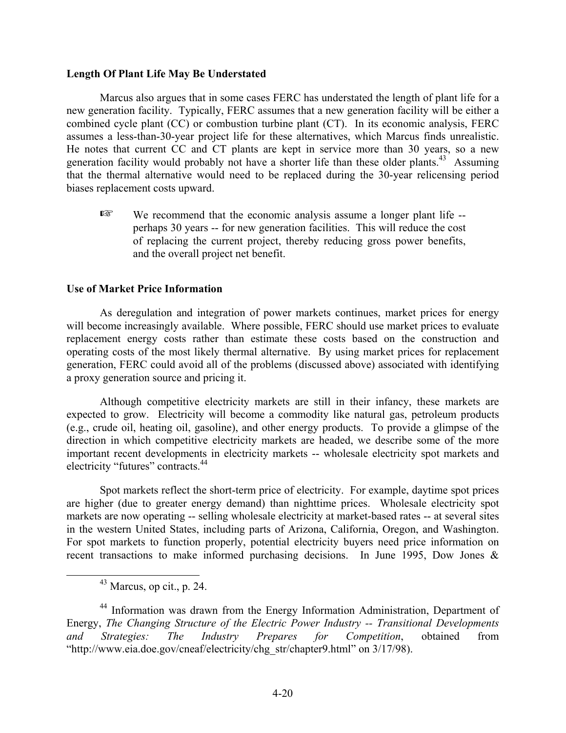### Length Of Plant Life May Be Understated

Marcus also argues that in some cases FERC has understated the length of plant life for a new generation facility. Typically, FERC assumes that a new generation facility will be either a combined cycle plant (CC) or combustion turbine plant (CT). In its economic analysis, FERC assumes a less-than-30-year project life for these alternatives, which Marcus finds unrealistic. He notes that current CC and CT plants are kept in service more than 30 years, so a new generation facility would probably not have a shorter life than these older plants.[43] Assuming that the thermal alternative would need to be replaced during the 30-year relicensing period biases replacement costs upward.

> ☞ We recommend that the economic analysis assume a longer plant life -- perhaps 30 years -- for new generation facilities. This will reduce the cost of replacing the current project, thereby reducing gross power benefits, and the overall project net benefit.

### Use of Market Price Information

As deregulation and integration of power markets continues, market prices for energy will become increasingly available. Where possible, FERC should use market prices to evaluate replacement energy costs rather than estimate these costs based on the construction and operating costs of the most likely thermal alternative. By using market prices for replacement generation, FERC could avoid all of the problems (discussed above) associated with identifying a proxy generation source and pricing it.

Although competitive electricity markets are still in their infancy, these markets are expected to grow. Electricity will become a commodity like natural gas, petroleum products (e.g., crude oil, heating oil, gasoline), and other energy products. To provide a glimpse of the direction in which competitive electricity markets are headed, we describe some of the more important recent developments in electricity markets -- wholesale electricity spot markets and electricity "futures" contracts.[44]

Spot markets reflect the short-term price of electricity. For example, daytime spot prices are higher (due to greater energy demand) than nighttime prices. Wholesale electricity spot markets are now operating -- selling wholesale electricity at market-based rates -- at several sites in the western United States, including parts of Arizona, California, Oregon, and Washington. For spot markets to function properly, potential electricity buyers need price information on recent transactions to make informed purchasing decisions. In June 1995, Dow Jones &

---

[43] Marcus, op cit., p. 24.

[44] Information was drawn from the Energy Information Administration, Department of Energy, *The Changing Structure of the Electric Power Industry -- Transitional Developments and Strategies: The Industry Prepares for Competition*, obtained from "http://www.eia.doe.gov/cneaf/electricity/chg_str/chapter9.html" on 3/17/98).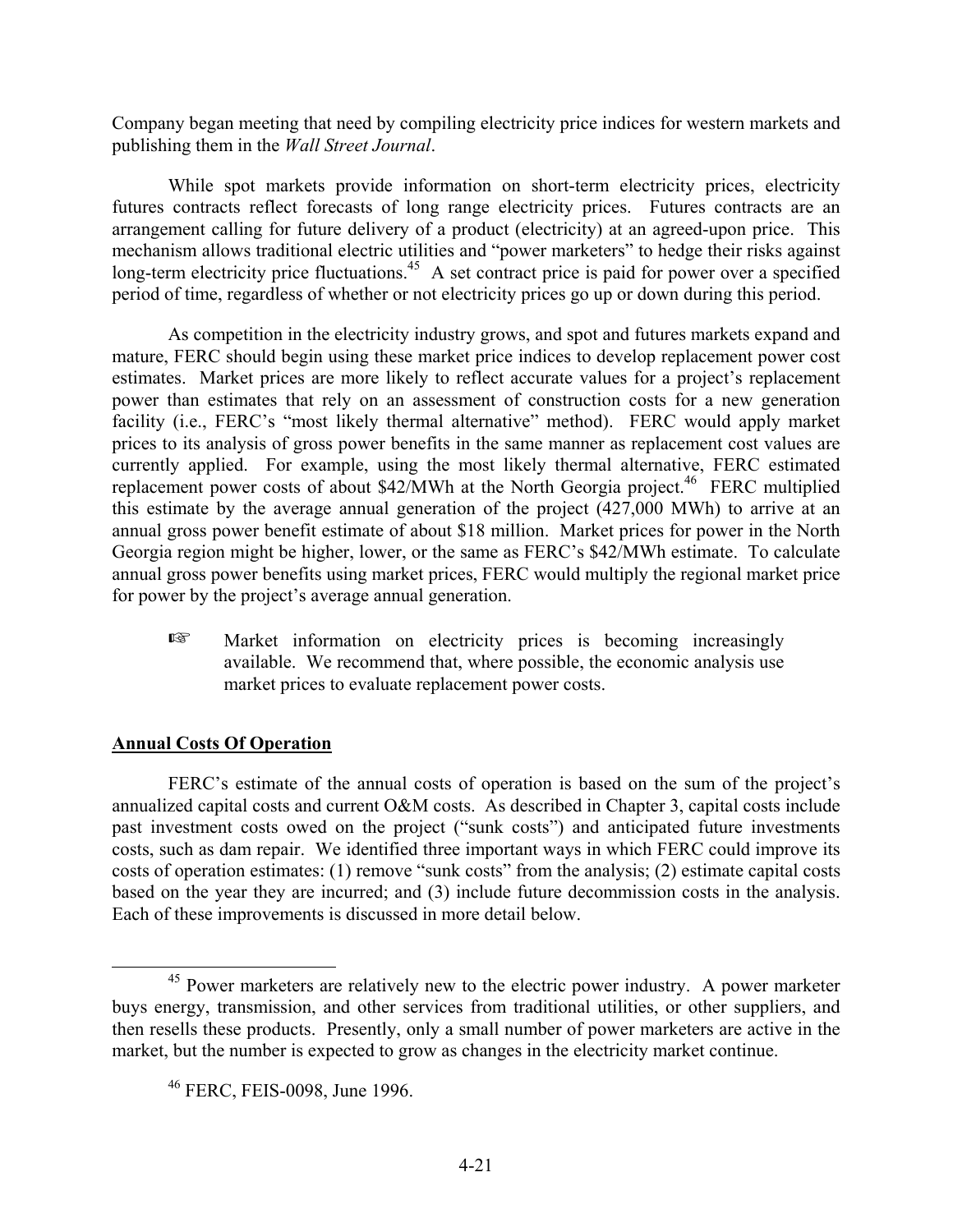Company began meeting that need by compiling electricity price indices for western markets and publishing them in the *Wall Street Journal*.

While spot markets provide information on short-term electricity prices, electricity futures contracts reflect forecasts of long range electricity prices. Futures contracts are an arrangement calling for future delivery of a product (electricity) at an agreed-upon price. This mechanism allows traditional electric utilities and "power marketers" to hedge their risks against long-term electricity price fluctuations.[45] A set contract price is paid for power over a specified period of time, regardless of whether or not electricity prices go up or down during this period.

As competition in the electricity industry grows, and spot and futures markets expand and mature, FERC should begin using these market price indices to develop replacement power cost estimates. Market prices are more likely to reflect accurate values for a project's replacement power than estimates that rely on an assessment of construction costs for a new generation facility (i.e., FERC's "most likely thermal alternative" method). FERC would apply market prices to its analysis of gross power benefits in the same manner as replacement cost values are currently applied. For example, using the most likely thermal alternative, FERC estimated replacement power costs of about $42/MWh at the North Georgia project.[46] FERC multiplied this estimate by the average annual generation of the project (427,000 MWh) to arrive at an annual gross power benefit estimate of about $18 million. Market prices for power in the North Georgia region might be higher, lower, or the same as FERC's $42/MWh estimate. To calculate annual gross power benefits using market prices, FERC would multiply the regional market price for power by the project's average annual generation.

> ☞ Market information on electricity prices is becoming increasingly available. We recommend that, where possible, the economic analysis use market prices to evaluate replacement power costs.

## Annual Costs Of Operation

FERC's estimate of the annual costs of operation is based on the sum of the project's annualized capital costs and current O&M costs. As described in Chapter 3, capital costs include past investment costs owed on the project ("sunk costs") and anticipated future investments costs, such as dam repair. We identified three important ways in which FERC could improve its costs of operation estimates: (1) remove "sunk costs" from the analysis; (2) estimate capital costs based on the year they are incurred; and (3) include future decommission costs in the analysis. Each of these improvements is discussed in more detail below.

---

[45] Power marketers are relatively new to the electric power industry. A power marketer buys energy, transmission, and other services from traditional utilities, or other suppliers, and then resells these products. Presently, only a small number of power marketers are active in the market, but the number is expected to grow as changes in the electricity market continue.

[46] FERC, FEIS-0098, June 1996.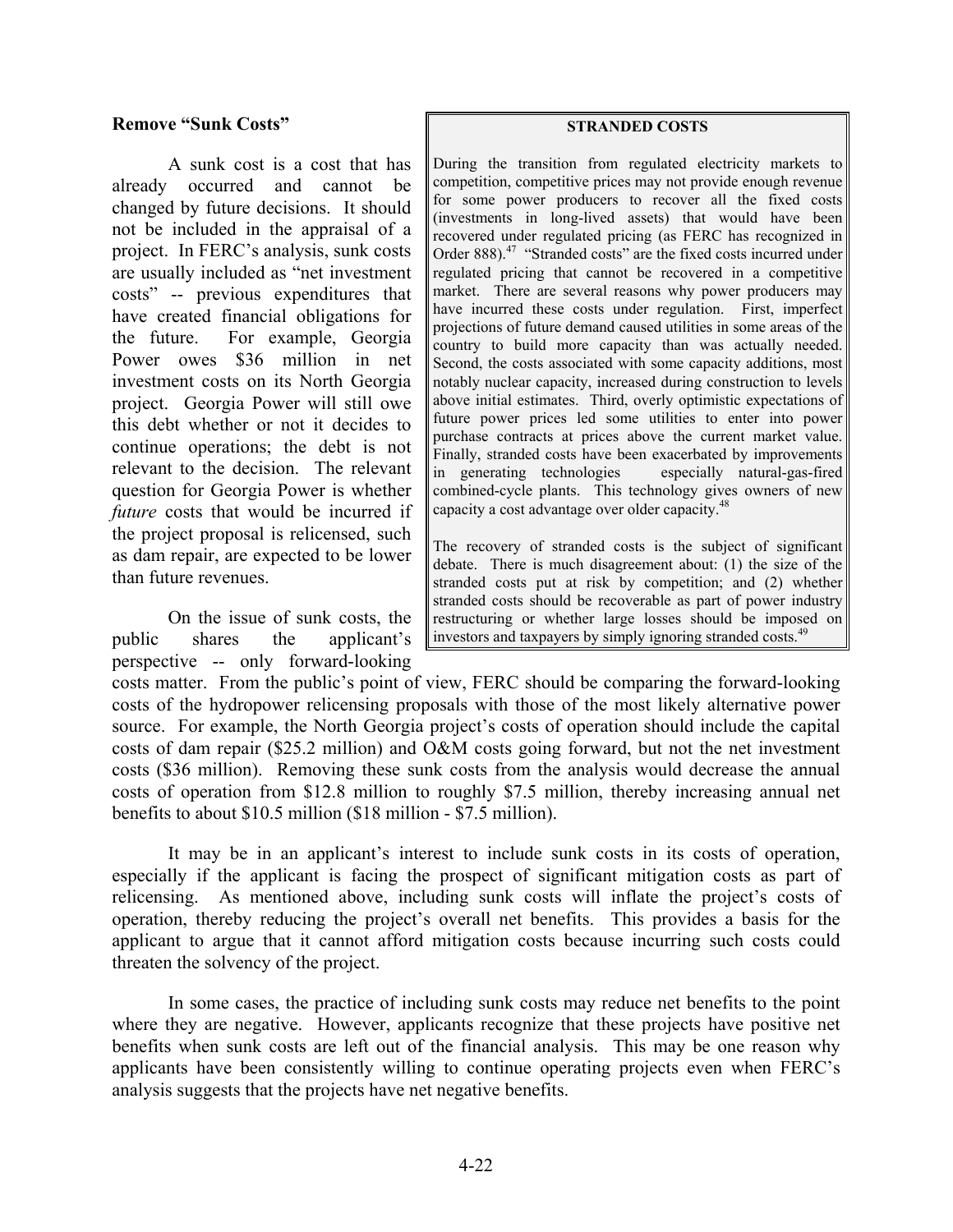### Remove "Sunk Costs"

A sunk cost is a cost that has already occurred and cannot be changed by future decisions. It should not be included in the appraisal of a project. In FERC's analysis, sunk costs are usually included as "net investment costs" -- previous expenditures that have created financial obligations for the future. For example, Georgia Power owes \$36 million in net investment costs on its North Georgia project. Georgia Power will still owe this debt whether or not it decides to continue operations; the debt is not relevant to the decision. The relevant question for Georgia Power is whether *future* costs that would be incurred if the project proposal is relicensed, such as dam repair, are expected to be lower than future revenues.

> **STRANDED COSTS**
>
> During the transition from regulated electricity markets to competition, competitive prices may not provide enough revenue for some power producers to recover all the fixed costs (investments in long-lived assets) that would have been recovered under regulated pricing (as FERC has recognized in Order 888).[47] "Stranded costs" are the fixed costs incurred under regulated pricing that cannot be recovered in a competitive market. There are several reasons why power producers may have incurred these costs under regulation. First, imperfect projections of future demand caused utilities in some areas of the country to build more capacity than was actually needed. Second, the costs associated with some capacity additions, most notably nuclear capacity, increased during construction to levels above initial estimates. Third, overly optimistic expectations of future power prices led some utilities to enter into power purchase contracts at prices above the current market value. Finally, stranded costs have been exacerbated by improvements in generating technologies especially natural-gas-fired combined-cycle plants. This technology gives owners of new capacity a cost advantage over older capacity.[48]
>
> The recovery of stranded costs is the subject of significant debate. There is much disagreement about: (1) the size of the stranded costs put at risk by competition; and (2) whether stranded costs should be recoverable as part of power industry restructuring or whether large losses should be imposed on investors and taxpayers by simply ignoring stranded costs.[49]

On the issue of sunk costs, the public shares the applicant's perspective -- only forward-looking costs matter. From the public's point of view, FERC should be comparing the forward-looking costs of the hydropower relicensing proposals with those of the most likely alternative power source. For example, the North Georgia project's costs of operation should include the capital costs of dam repair (\$25.2 million) and O&M costs going forward, but not the net investment costs (\$36 million). Removing these sunk costs from the analysis would decrease the annual costs of operation from \$12.8 million to roughly \$7.5 million, thereby increasing annual net benefits to about \$10.5 million (\$18 million - \$7.5 million).

It may be in an applicant's interest to include sunk costs in its costs of operation, especially if the applicant is facing the prospect of significant mitigation costs as part of relicensing. As mentioned above, including sunk costs will inflate the project's costs of operation, thereby reducing the project's overall net benefits. This provides a basis for the applicant to argue that it cannot afford mitigation costs because incurring such costs could threaten the solvency of the project.

In some cases, the practice of including sunk costs may reduce net benefits to the point where they are negative. However, applicants recognize that these projects have positive net benefits when sunk costs are left out of the financial analysis. This may be one reason why applicants have been consistently willing to continue operating projects even when FERC's analysis suggests that the projects have net negative benefits.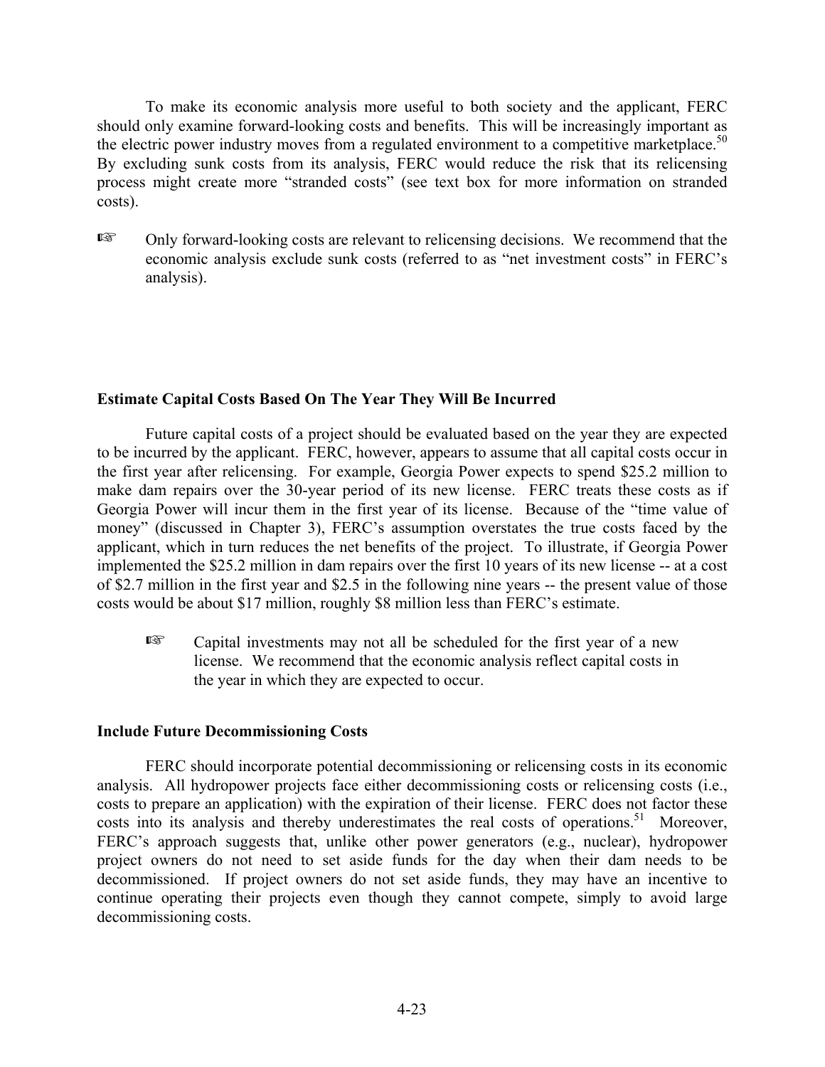To make its economic analysis more useful to both society and the applicant, FERC should only examine forward-looking costs and benefits. This will be increasingly important as the electric power industry moves from a regulated environment to a competitive marketplace.[50] By excluding sunk costs from its analysis, FERC would reduce the risk that its relicensing process might create more "stranded costs" (see text box for more information on stranded costs).

☞ Only forward-looking costs are relevant to relicensing decisions. We recommend that the economic analysis exclude sunk costs (referred to as "net investment costs" in FERC's analysis).

**Estimate Capital Costs Based On The Year They Will Be Incurred**

Future capital costs of a project should be evaluated based on the year they are expected to be incurred by the applicant. FERC, however, appears to assume that all capital costs occur in the first year after relicensing. For example, Georgia Power expects to spend $25.2 million to make dam repairs over the 30-year period of its new license. FERC treats these costs as if Georgia Power will incur them in the first year of its license. Because of the "time value of money" (discussed in Chapter 3), FERC's assumption overstates the true costs faced by the applicant, which in turn reduces the net benefits of the project. To illustrate, if Georgia Power implemented the $25.2 million in dam repairs over the first 10 years of its new license -- at a cost of $2.7 million in the first year and $2.5 in the following nine years -- the present value of those costs would be about $17 million, roughly $8 million less than FERC's estimate.

☞ Capital investments may not all be scheduled for the first year of a new license. We recommend that the economic analysis reflect capital costs in the year in which they are expected to occur.

**Include Future Decommissioning Costs**

FERC should incorporate potential decommissioning or relicensing costs in its economic analysis. All hydropower projects face either decommissioning costs or relicensing costs (i.e., costs to prepare an application) with the expiration of their license. FERC does not factor these costs into its analysis and thereby underestimates the real costs of operations.[51] Moreover, FERC's approach suggests that, unlike other power generators (e.g., nuclear), hydropower project owners do not need to set aside funds for the day when their dam needs to be decommissioned. If project owners do not set aside funds, they may have an incentive to continue operating their projects even though they cannot compete, simply to avoid large decommissioning costs.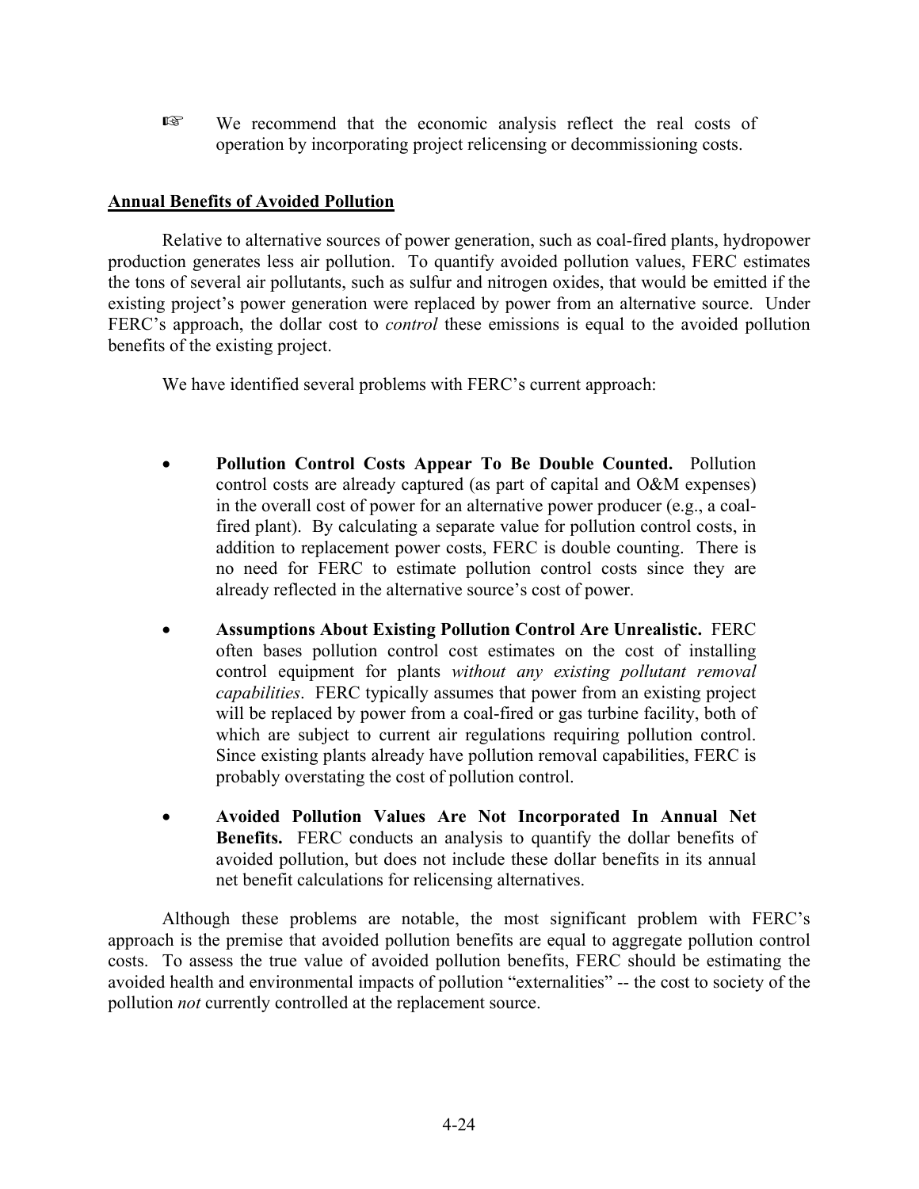☞ We recommend that the economic analysis reflect the real costs of operation by incorporating project relicensing or decommissioning costs.

**Annual Benefits of Avoided Pollution**

Relative to alternative sources of power generation, such as coal-fired plants, hydropower production generates less air pollution. To quantify avoided pollution values, FERC estimates the tons of several air pollutants, such as sulfur and nitrogen oxides, that would be emitted if the existing project's power generation were replaced by power from an alternative source. Under FERC's approach, the dollar cost to *control* these emissions is equal to the avoided pollution benefits of the existing project.

We have identified several problems with FERC's current approach:

- **Pollution Control Costs Appear To Be Double Counted.** Pollution control costs are already captured (as part of capital and O&M expenses) in the overall cost of power for an alternative power producer (e.g., a coal-fired plant). By calculating a separate value for pollution control costs, in addition to replacement power costs, FERC is double counting. There is no need for FERC to estimate pollution control costs since they are already reflected in the alternative source's cost of power.

- **Assumptions About Existing Pollution Control Are Unrealistic.** FERC often bases pollution control cost estimates on the cost of installing control equipment for plants *without any existing pollutant removal capabilities*. FERC typically assumes that power from an existing project will be replaced by power from a coal-fired or gas turbine facility, both of which are subject to current air regulations requiring pollution control. Since existing plants already have pollution removal capabilities, FERC is probably overstating the cost of pollution control.

- **Avoided Pollution Values Are Not Incorporated In Annual Net Benefits.** FERC conducts an analysis to quantify the dollar benefits of avoided pollution, but does not include these dollar benefits in its annual net benefit calculations for relicensing alternatives.

Although these problems are notable, the most significant problem with FERC's approach is the premise that avoided pollution benefits are equal to aggregate pollution control costs. To assess the true value of avoided pollution benefits, FERC should be estimating the avoided health and environmental impacts of pollution "externalities" -- the cost to society of the pollution *not* currently controlled at the replacement source.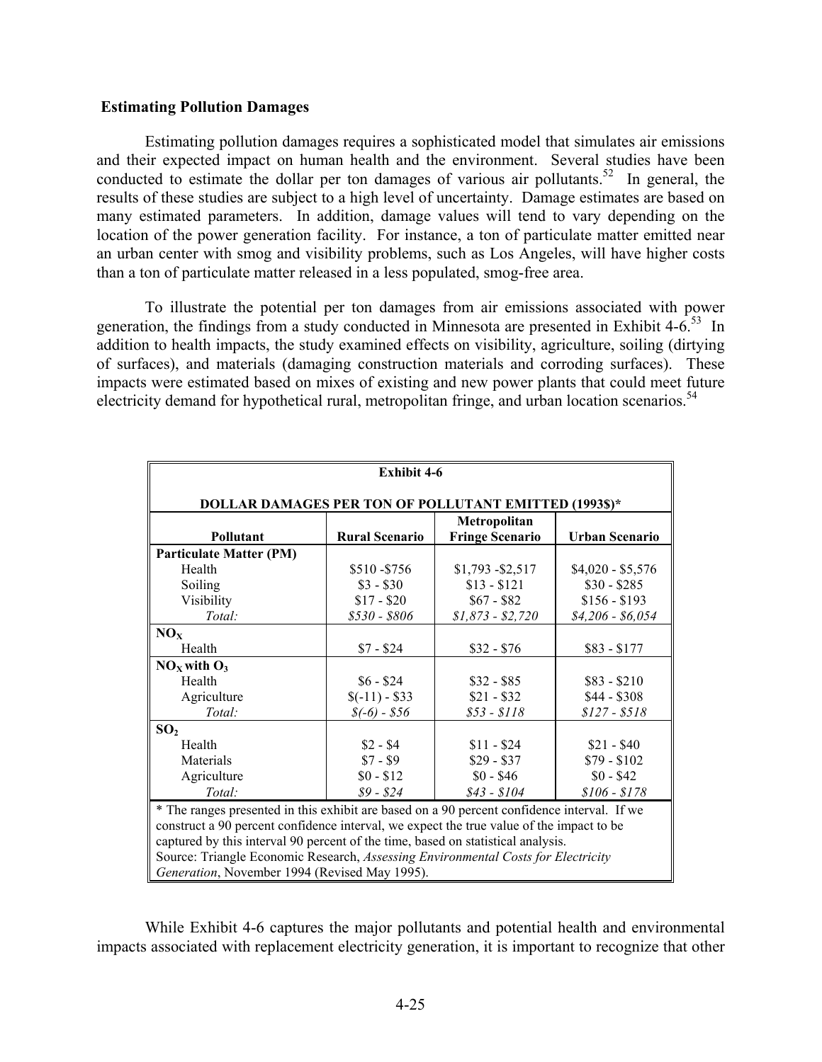**Estimating Pollution Damages**

Estimating pollution damages requires a sophisticated model that simulates air emissions and their expected impact on human health and the environment. Several studies have been conducted to estimate the dollar per ton damages of various air pollutants.[52] In general, the results of these studies are subject to a high level of uncertainty. Damage estimates are based on many estimated parameters. In addition, damage values will tend to vary depending on the location of the power generation facility. For instance, a ton of particulate matter emitted near an urban center with smog and visibility problems, such as Los Angeles, will have higher costs than a ton of particulate matter released in a less populated, smog-free area.

To illustrate the potential per ton damages from air emissions associated with power generation, the findings from a study conducted in Minnesota are presented in Exhibit 4-6.[53] In addition to health impacts, the study examined effects on visibility, agriculture, soiling (dirtying of surfaces), and materials (damaging construction materials and corroding surfaces). These impacts were estimated based on mixes of existing and new power plants that could meet future electricity demand for hypothetical rural, metropolitan fringe, and urban location scenarios.[54]

**Exhibit 4-6**

**DOLLAR DAMAGES PER TON OF POLLUTANT EMITTED (1993$)***

| Pollutant | Rural Scenario | Metropolitan Fringe Scenario | Urban Scenario |
|---|---|---|---|
| **Particulate Matter (PM)** | | | |
| Health | $510 -$756 | $1,793 -$2,517 | $4,020 - $5,576 |
| Soiling | $3 - $30 | $13 - $121 | $30 - $285 |
| Visibility | $17 - $20 | $67 - $82 | $156 - $193 |
| *Total:* | *$530 - $806* | *$1,873 - $2,720* | *$4,206 - $6,054* |
| **$NO_X$** | | | |
| Health | $7 - $24 | $32 - $76 | $83 - $177 |
| **$NO_X$ with $O_3$** | | | |
| Health | $6 - $24 | $32 - $85 | $83 - $210 |
| Agriculture | $(-11) - $33 | $21 - $32 | $44 - $308 |
| *Total:* | *$(-6) - $56* | *$53 - $118* | *$127 - $518* |
| **$SO_2$** | | | |
| Health | $2 - $4 | $11 - $24 | $21 - $40 |
| Materials | $7 - $9 | $29 - $37 | $79 - $102 |
| Agriculture | $0 - $12 | $0 - $46 | $0 - $42 |
| *Total:* | *$9 - $24* | *$43 - $104* | *$106 - $178* |

* The ranges presented in this exhibit are based on a 90 percent confidence interval. If we construct a 90 percent confidence interval, we expect the true value of the impact to be captured by this interval 90 percent of the time, based on statistical analysis.
Source: Triangle Economic Research, *Assessing Environmental Costs for Electricity Generation*, November 1994 (Revised May 1995).

While Exhibit 4-6 captures the major pollutants and potential health and environmental impacts associated with replacement electricity generation, it is important to recognize that other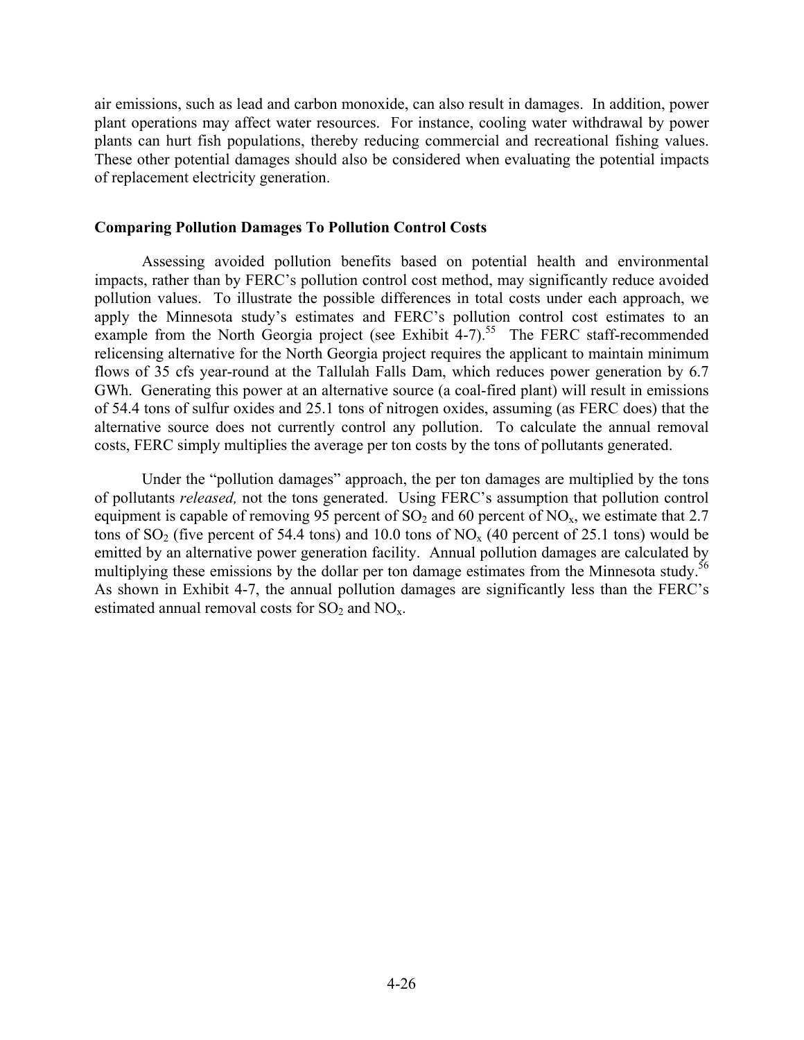air emissions, such as lead and carbon monoxide, can also result in damages. In addition, power plant operations may affect water resources. For instance, cooling water withdrawal by power plants can hurt fish populations, thereby reducing commercial and recreational fishing values. These other potential damages should also be considered when evaluating the potential impacts of replacement electricity generation.

### Comparing Pollution Damages To Pollution Control Costs

Assessing avoided pollution benefits based on potential health and environmental impacts, rather than by FERC's pollution control cost method, may significantly reduce avoided pollution values. To illustrate the possible differences in total costs under each approach, we apply the Minnesota study's estimates and FERC's pollution control cost estimates to an example from the North Georgia project (see Exhibit 4-7).[55] The FERC staff-recommended relicensing alternative for the North Georgia project requires the applicant to maintain minimum flows of 35 cfs year-round at the Tallulah Falls Dam, which reduces power generation by 6.7 GWh. Generating this power at an alternative source (a coal-fired plant) will result in emissions of 54.4 tons of sulfur oxides and 25.1 tons of nitrogen oxides, assuming (as FERC does) that the alternative source does not currently control any pollution. To calculate the annual removal costs, FERC simply multiplies the average per ton costs by the tons of pollutants generated.

Under the "pollution damages" approach, the per ton damages are multiplied by the tons of pollutants *released,* not the tons generated. Using FERC's assumption that pollution control equipment is capable of removing 95 percent of $SO_2$ and 60 percent of $NO_x$, we estimate that 2.7 tons of $SO_2$ (five percent of 54.4 tons) and 10.0 tons of $NO_x$ (40 percent of 25.1 tons) would be emitted by an alternative power generation facility. Annual pollution damages are calculated by multiplying these emissions by the dollar per ton damage estimates from the Minnesota study.[56] As shown in Exhibit 4-7, the annual pollution damages are significantly less than the FERC's estimated annual removal costs for $SO_2$ and $NO_x$.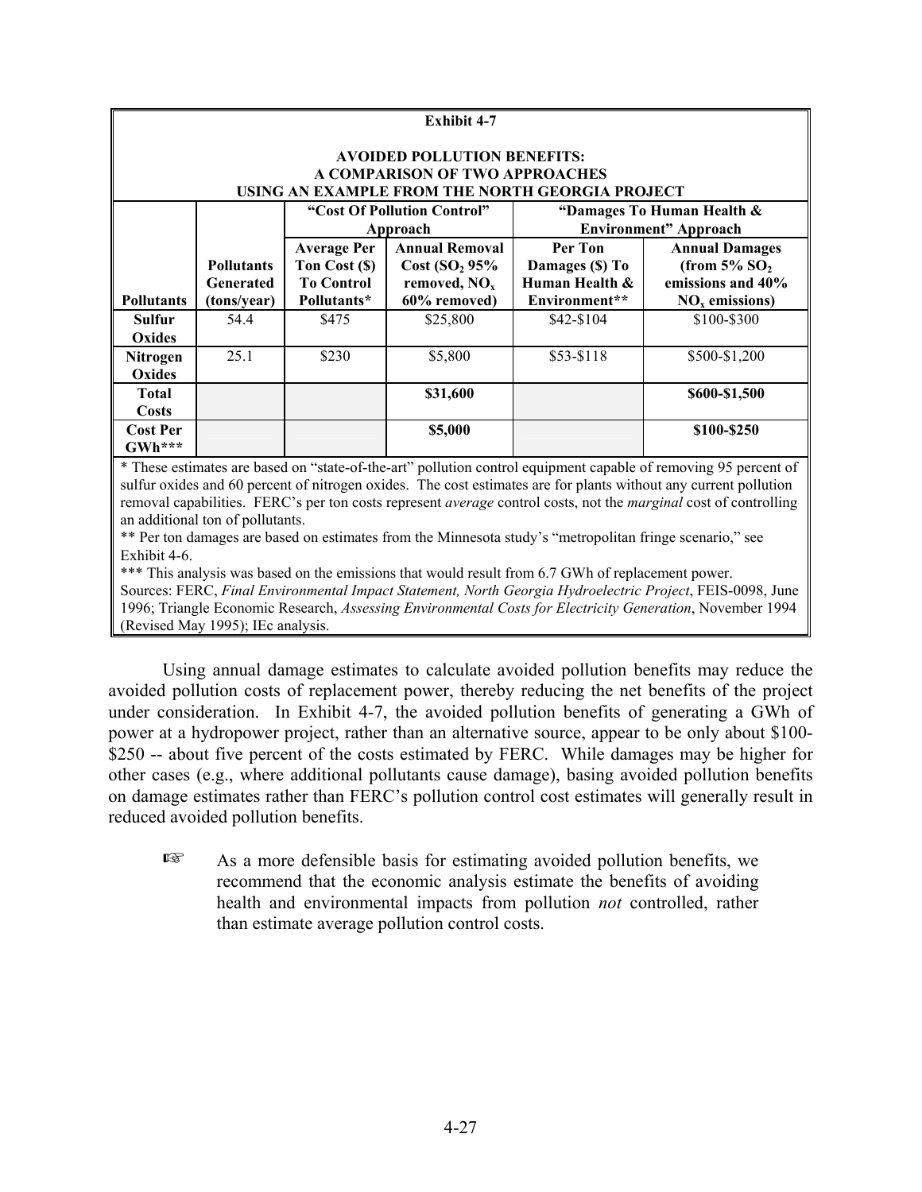**Exhibit 4-7**

**AVOIDED POLLUTION BENEFITS: A COMPARISON OF TWO APPROACHES USING AN EXAMPLE FROM THE NORTH GEORGIA PROJECT**

| | | "Cost Of Pollution Control" Approach | | "Damages To Human Health & Environment" Approach | |
|---|---|---|---|---|---|
| **Pollutants** | **Pollutants Generated (tons/year)** | **Average Per Ton Cost ($) To Control Pollutants*** | **Annual Removal Cost ($SO_2$ 95% removed, $NO_x$ 60% removed)** | **Per Ton Damages ($) To Human Health & Environment**** | **Annual Damages (from 5% $SO_2$ emissions and 40% $NO_x$ emissions)** |
| **Sulfur Oxides** | 54.4 | $475 | $25,800 | $42-$104 | $100-$300 |
| **Nitrogen Oxides** | 25.1 | $230 | $5,800 | $53-$118 | $500-$1,200 |
| **Total Costs** | | | **$31,600** | | **$600-$1,500** |
| **Cost Per GWh***** | | | **$5,000** | | **$100-$250** |

\* These estimates are based on "state-of-the-art" pollution control equipment capable of removing 95 percent of sulfur oxides and 60 percent of nitrogen oxides. The cost estimates are for plants without any current pollution removal capabilities. FERC's per ton costs represent *average* control costs, not the *marginal* cost of controlling an additional ton of pollutants.

\** Per ton damages are based on estimates from the Minnesota study's "metropolitan fringe scenario," see Exhibit 4-6.

\*** This analysis was based on the emissions that would result from 6.7 GWh of replacement power.

Sources: FERC, *Final Environmental Impact Statement, North Georgia Hydroelectric Project*, FEIS-0098, June 1996; Triangle Economic Research, *Assessing Environmental Costs for Electricity Generation*, November 1994 (Revised May 1995); IEc analysis.

Using annual damage estimates to calculate avoided pollution benefits may reduce the avoided pollution costs of replacement power, thereby reducing the net benefits of the project under consideration. In Exhibit 4-7, the avoided pollution benefits of generating a GWh of power at a hydropower project, rather than an alternative source, appear to be only about $100-$250 -- about five percent of the costs estimated by FERC. While damages may be higher for other cases (e.g., where additional pollutants cause damage), basing avoided pollution benefits on damage estimates rather than FERC's pollution control cost estimates will generally result in reduced avoided pollution benefits.

☞ As a more defensible basis for estimating avoided pollution benefits, we recommend that the economic analysis estimate the benefits of avoiding health and environmental impacts from pollution *not* controlled, rather than estimate average pollution control costs.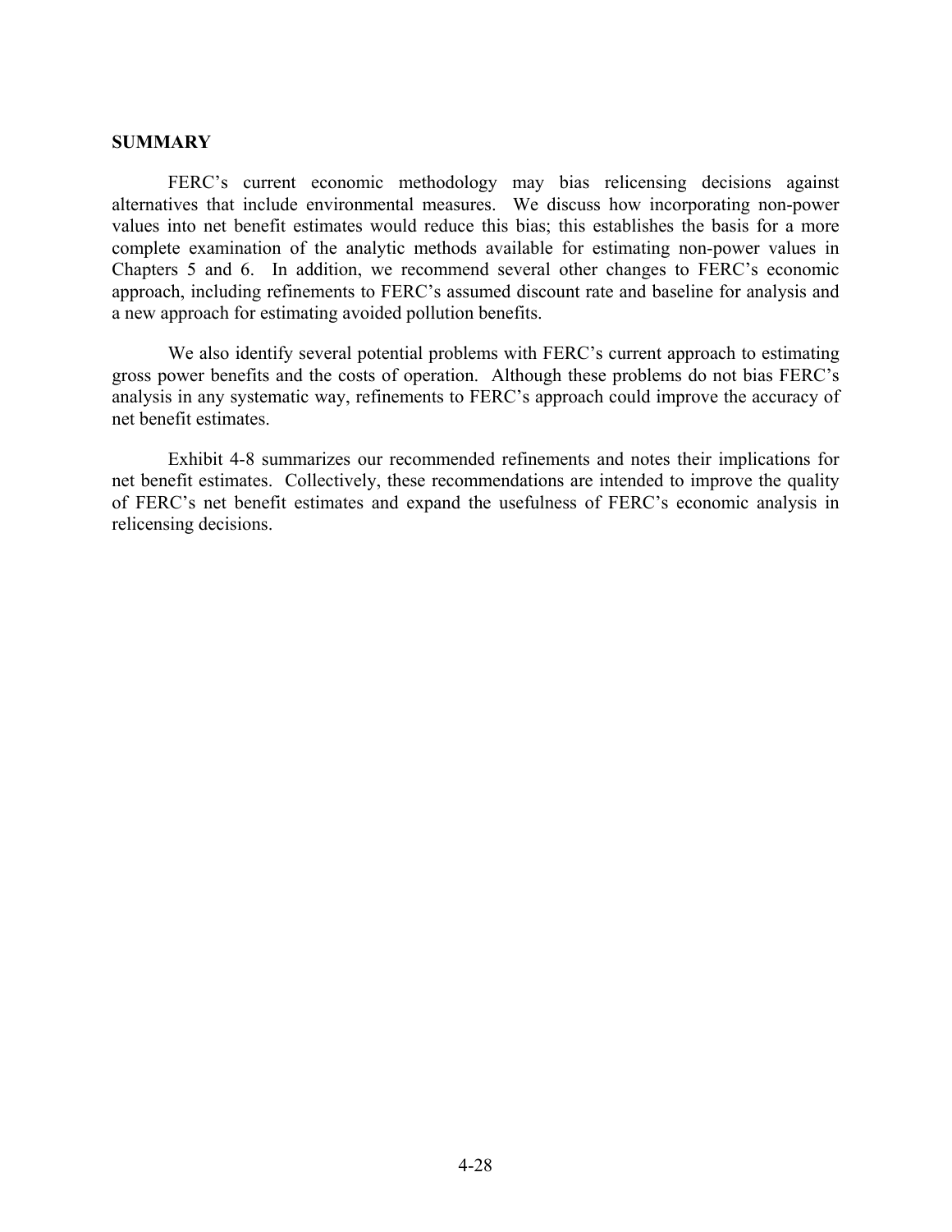## SUMMARY

FERC's current economic methodology may bias relicensing decisions against alternatives that include environmental measures. We discuss how incorporating non-power values into net benefit estimates would reduce this bias; this establishes the basis for a more complete examination of the analytic methods available for estimating non-power values in Chapters 5 and 6. In addition, we recommend several other changes to FERC's economic approach, including refinements to FERC's assumed discount rate and baseline for analysis and a new approach for estimating avoided pollution benefits.

We also identify several potential problems with FERC's current approach to estimating gross power benefits and the costs of operation. Although these problems do not bias FERC's analysis in any systematic way, refinements to FERC's approach could improve the accuracy of net benefit estimates.

Exhibit 4-8 summarizes our recommended refinements and notes their implications for net benefit estimates. Collectively, these recommendations are intended to improve the quality of FERC's net benefit estimates and expand the usefulness of FERC's economic analysis in relicensing decisions.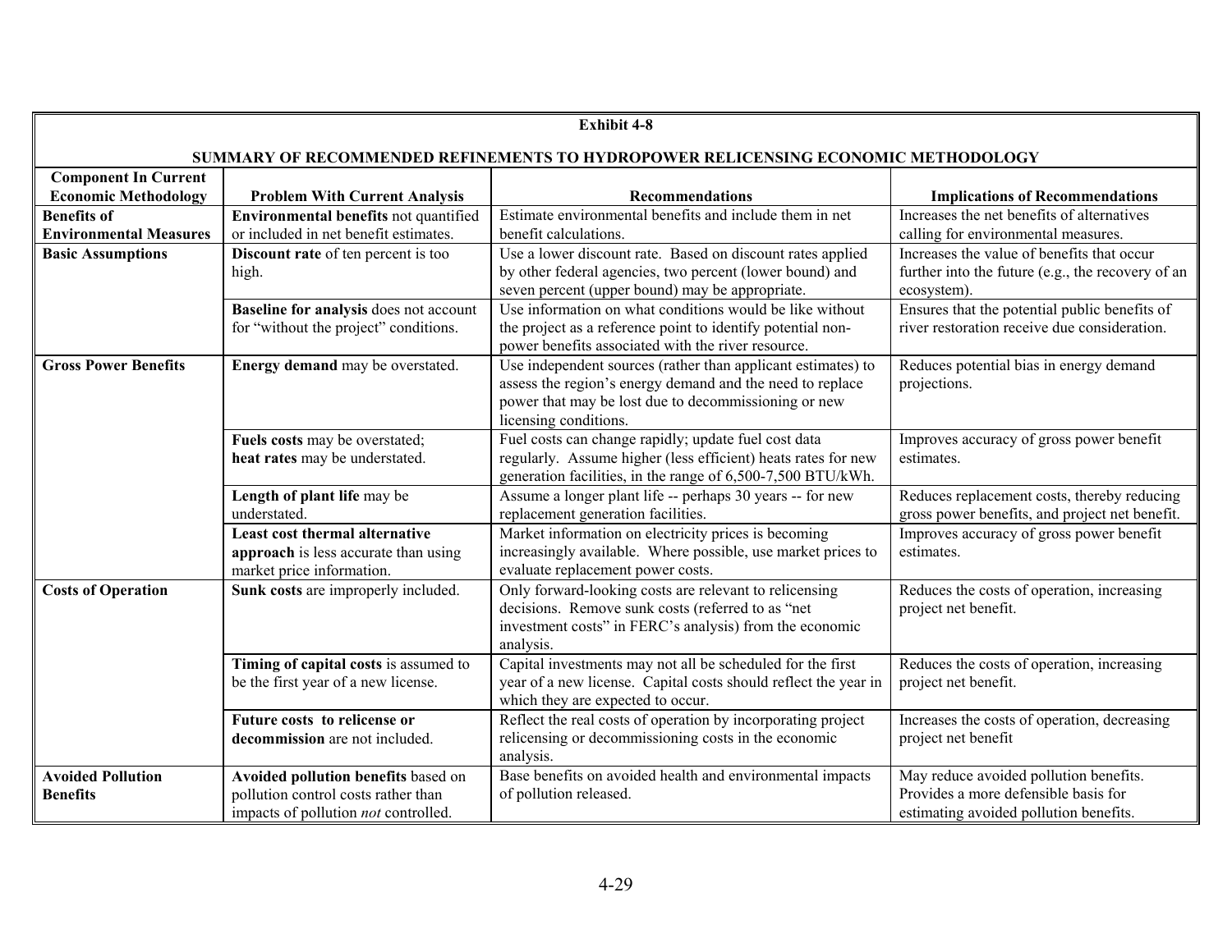**Exhibit 4-8**

**SUMMARY OF RECOMMENDED REFINEMENTS TO HYDROPOWER RELICENSING ECONOMIC METHODOLOGY**

| Component In Current Economic Methodology | Problem With Current Analysis | Recommendations | Implications of Recommendations |
|---|---|---|---|
| **Benefits of Environmental Measures** | **Environmental benefits** not quantified or included in net benefit estimates. | Estimate environmental benefits and include them in net benefit calculations. | Increases the net benefits of alternatives calling for environmental measures. |
| **Basic Assumptions** | **Discount rate** of ten percent is too high. | Use a lower discount rate. Based on discount rates applied by other federal agencies, two percent (lower bound) and seven percent (upper bound) may be appropriate. | Increases the value of benefits that occur further into the future (e.g., the recovery of an ecosystem). |
| | **Baseline for analysis** does not account for "without the project" conditions. | Use information on what conditions would be like without the project as a reference point to identify potential non-power benefits associated with the river resource. | Ensures that the potential public benefits of river restoration receive due consideration. |
| **Gross Power Benefits** | **Energy demand** may be overstated. | Use independent sources (rather than applicant estimates) to assess the region's energy demand and the need to replace power that may be lost due to decommissioning or new licensing conditions. | Reduces potential bias in energy demand projections. |
| | **Fuels costs** may be overstated; **heat rates** may be understated. | Fuel costs can change rapidly; update fuel cost data regularly. Assume higher (less efficient) heats rates for new generation facilities, in the range of 6,500-7,500 BTU/kWh. | Improves accuracy of gross power benefit estimates. |
| | **Length of plant life** may be understated. | Assume a longer plant life -- perhaps 30 years -- for new replacement generation facilities. | Reduces replacement costs, thereby reducing gross power benefits, and project net benefit. |
| | **Least cost thermal alternative approach** is less accurate than using market price information. | Market information on electricity prices is becoming increasingly available. Where possible, use market prices to evaluate replacement power costs. | Improves accuracy of gross power benefit estimates. |
| **Costs of Operation** | **Sunk costs** are improperly included. | Only forward-looking costs are relevant to relicensing decisions. Remove sunk costs (referred to as "net investment costs" in FERC's analysis) from the economic analysis. | Reduces the costs of operation, increasing project net benefit. |
| | **Timing of capital costs** is assumed to be the first year of a new license. | Capital investments may not all be scheduled for the first year of a new license. Capital costs should reflect the year in which they are expected to occur. | Reduces the costs of operation, increasing project net benefit. |
| | **Future costs to relicense or decommission** are not included. | Reflect the real costs of operation by incorporating project relicensing or decommissioning costs in the economic analysis. | Increases the costs of operation, decreasing project net benefit |
| **Avoided Pollution Benefits** | **Avoided pollution benefits** based on pollution control costs rather than impacts of pollution *not* controlled. | Base benefits on avoided health and environmental impacts of pollution released. | May reduce avoided pollution benefits. Provides a more defensible basis for estimating avoided pollution benefits. |